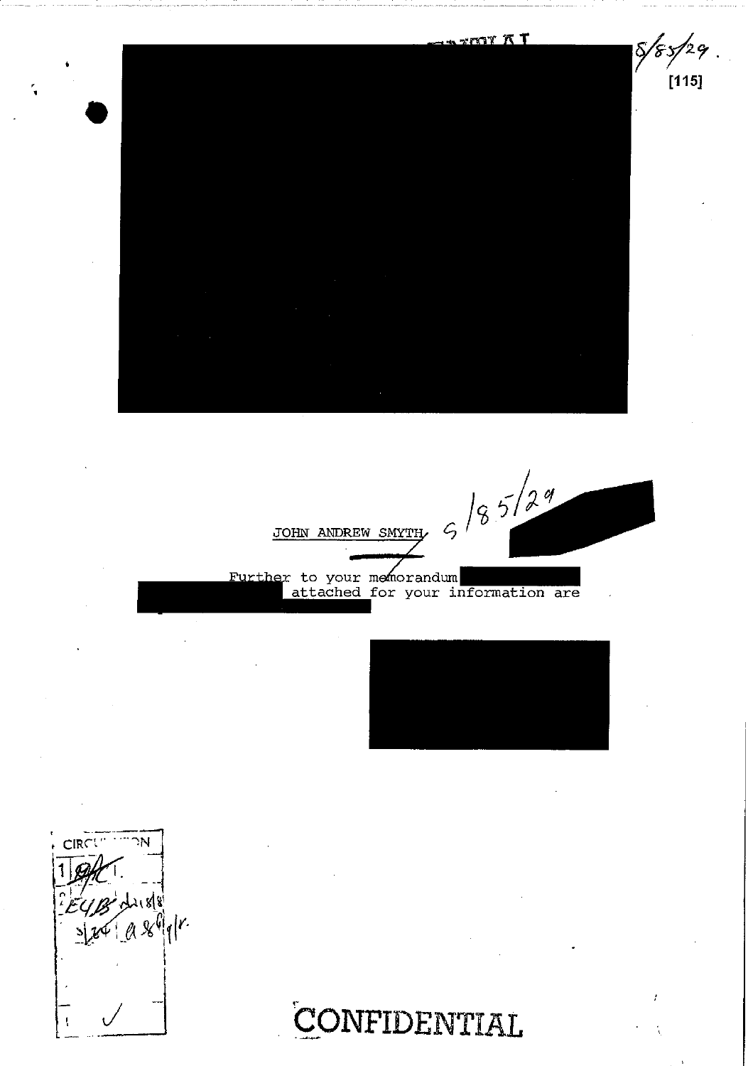8/85/29.

[115]

JOHN ANDREW SMYTH, 8/85/29

Further to your memorandum
attached for your information are

CIRCULATION

1 | 
2 | E4B
3 | 

CONFIDENTIAL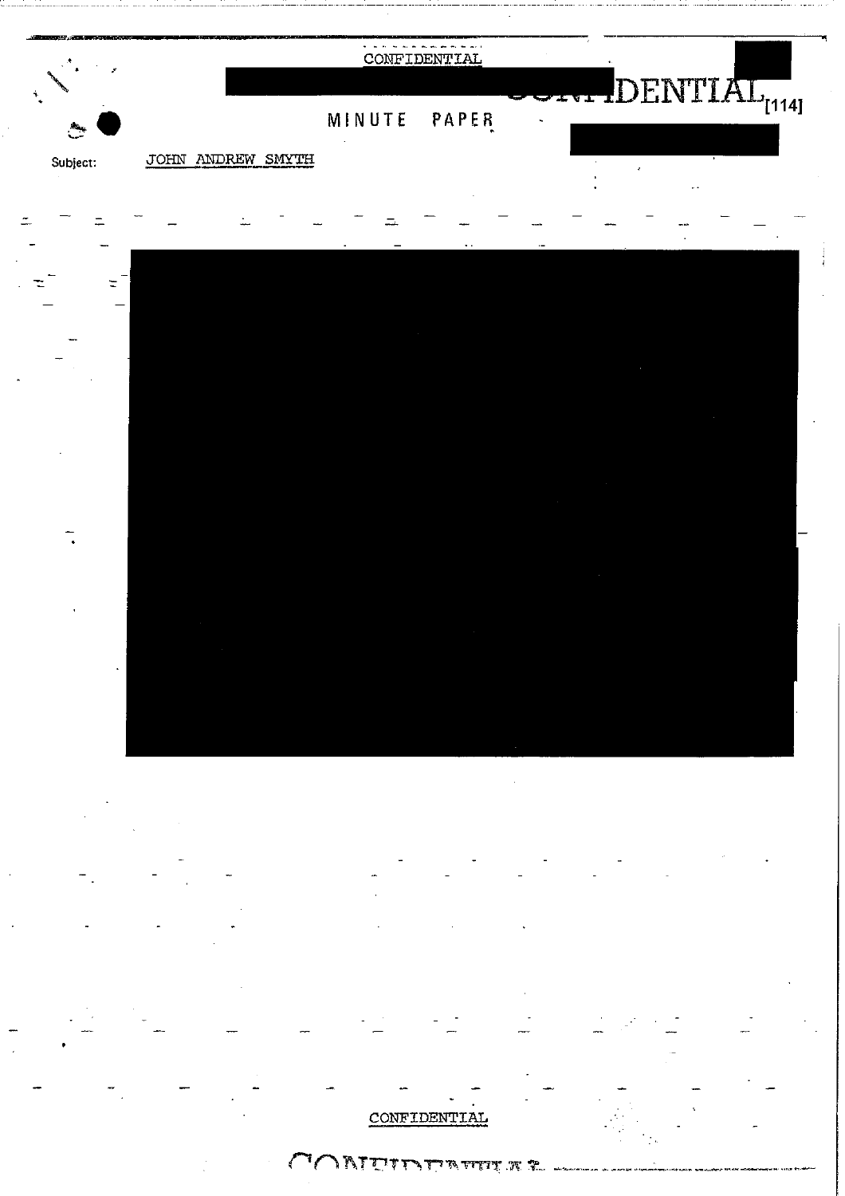CONFIDENTIAL

CONFIDENTIAL [114]

MINUTE PAPER

Subject: JOHN ANDREW SMYTH

CONFIDENTIAL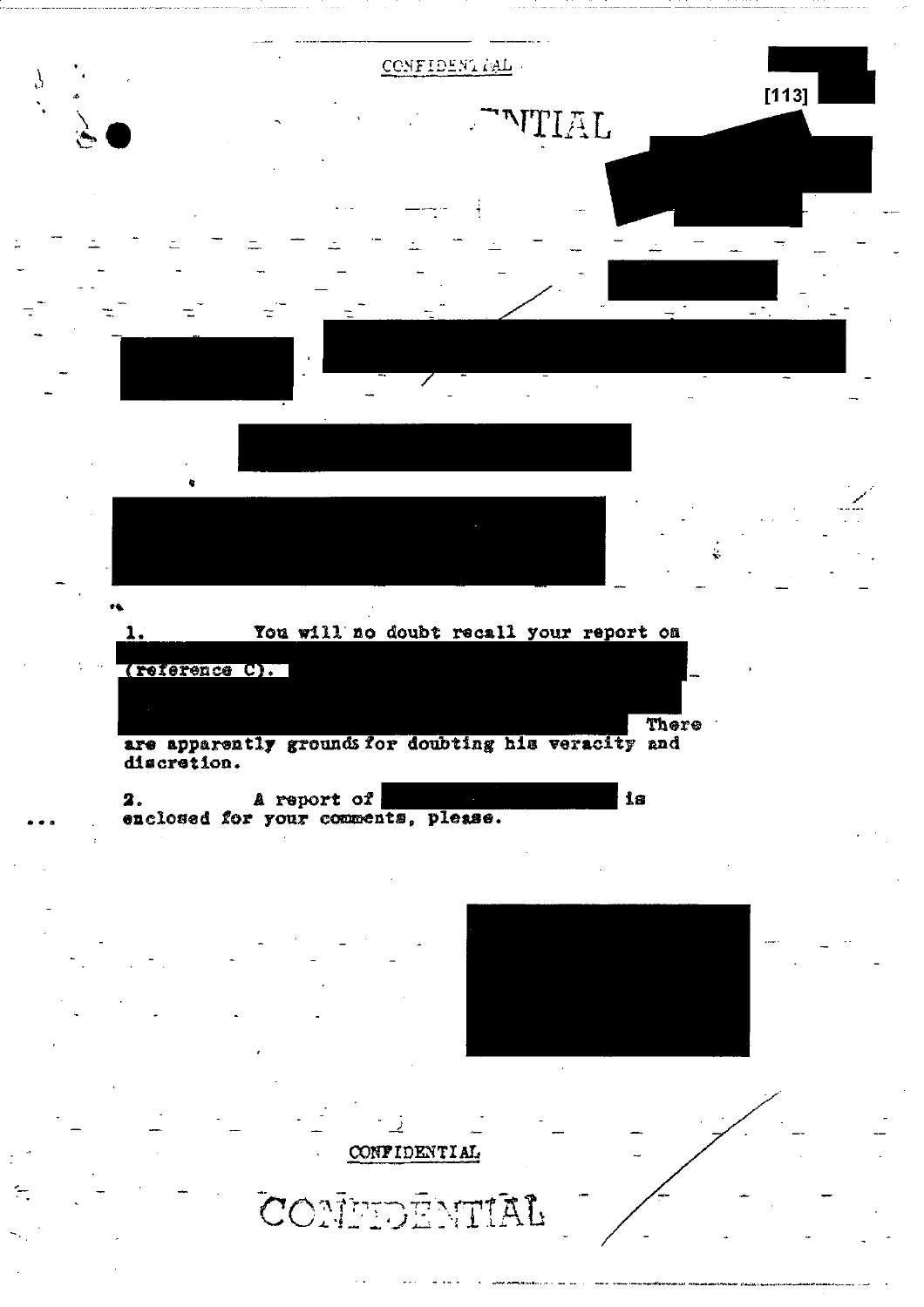CONFIDENTIAL

1. You will no doubt recall your report on (reference C). There are apparently grounds for doubting his veracity and discretion.

2. A report of is enclosed for your comments, please.

CONFIDENTIAL

CONFIDENTIAL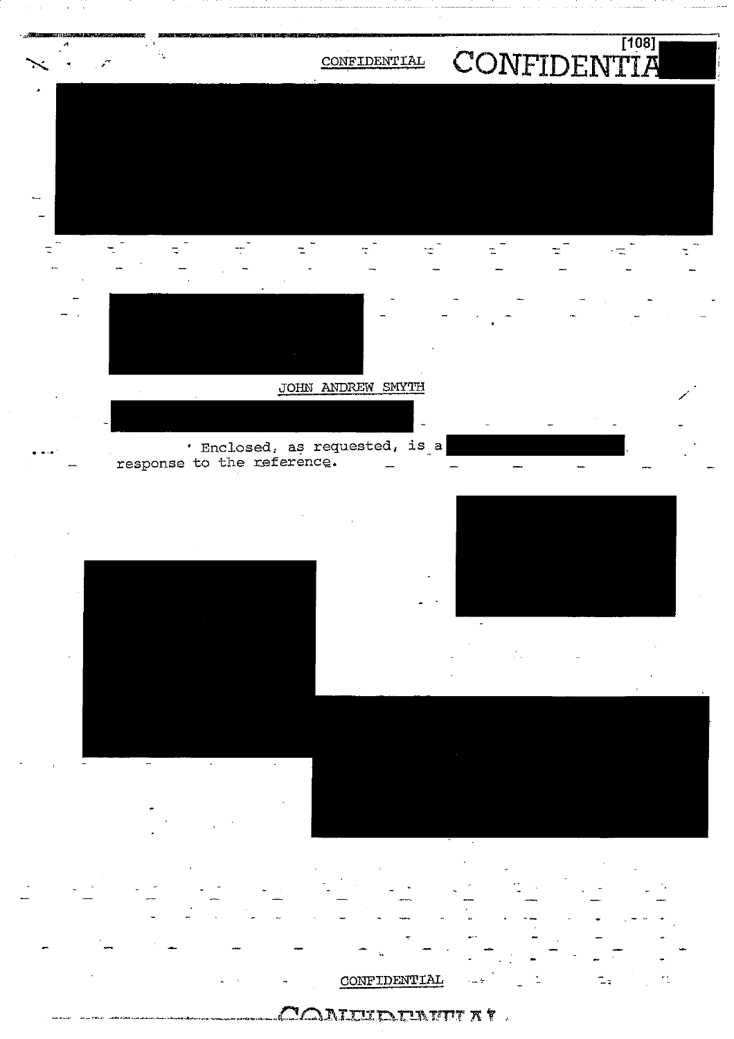JOHN ANDREW SMYTH

Enclosed, as requested, is a response to the reference.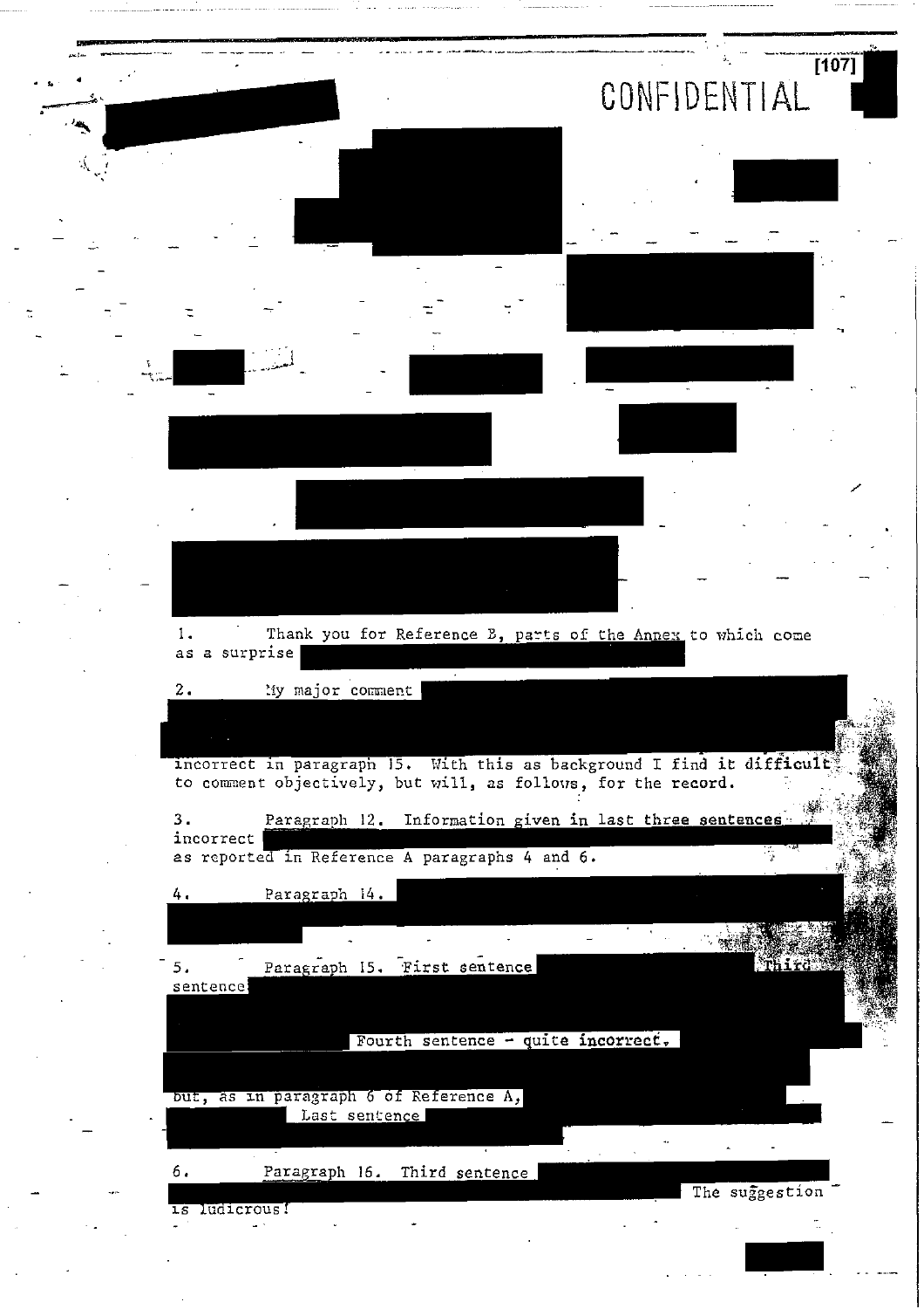CONFIDENTIAL

1. Thank you for Reference B, parts of the Annex to which come as a surprise

2. My major comment

incorrect in paragraph 15. With this as background I find it difficult to comment objectively, but will, as follows, for the record.

3. Paragraph 12. Information given in last three sentences incorrect

as reported in Reference A paragraphs 4 and 6.

4. Paragraph 14.

5. Paragraph 15. First sentence Third sentence

Fourth sentence - quite incorrect.

but, as in paragraph 6 of Reference A,

Last sentence

6. Paragraph 16. Third sentence

The suggestion is ludicrous!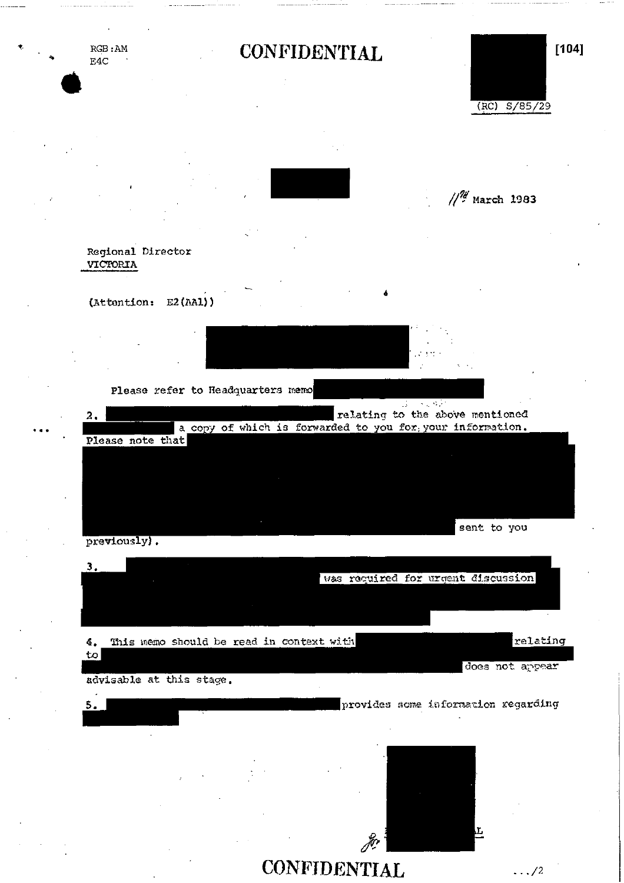RGB:AM
E4C

**CONFIDENTIAL**

[104]

(RC) S/85/29

11th March 1983

Regional Director
VICTORIA

(Attention: E2(AA1))

Please refer to Headquarters memo

2. relating to the above mentioned a copy of which is forwarded to you for your information. Please note that sent to you previously).

3. was required for urgent discussion

4. This memo should be read in context with relating to does not appear advisable at this stage.

5. provides some information regarding

for L

**CONFIDENTIAL**

.../2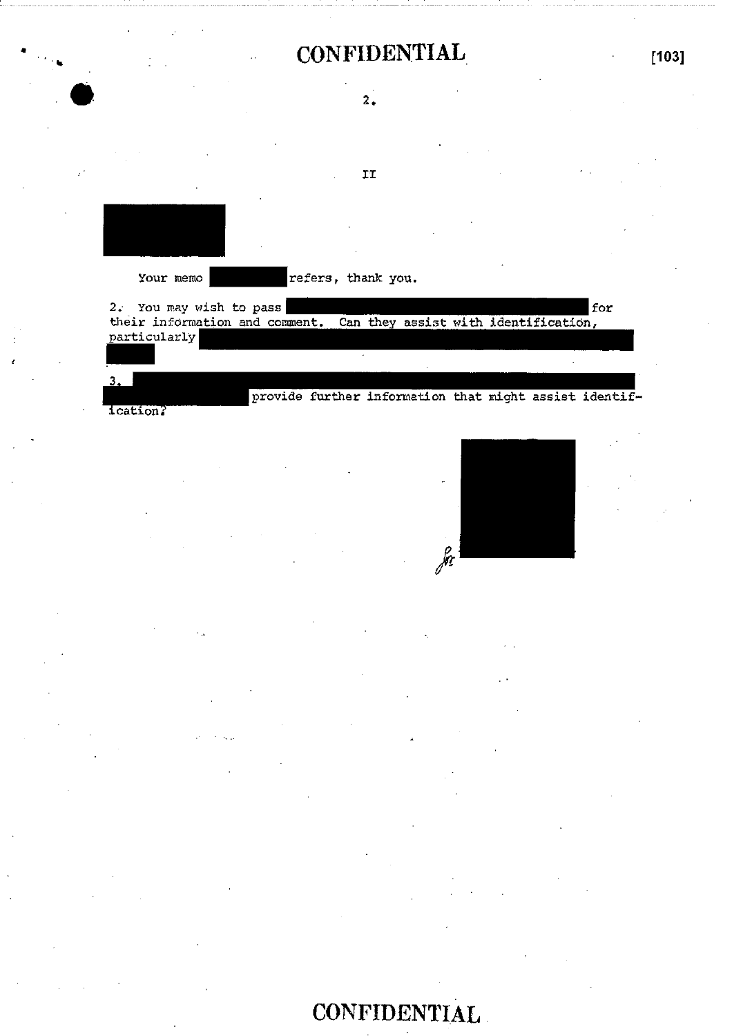**CONFIDENTIAL**

2.

II

Your memo refers, thank you.

2. You may wish to pass for their information and comment. Can they assist with identification, particularly

3. provide further information that might assist identification?

for

**CONFIDENTIAL**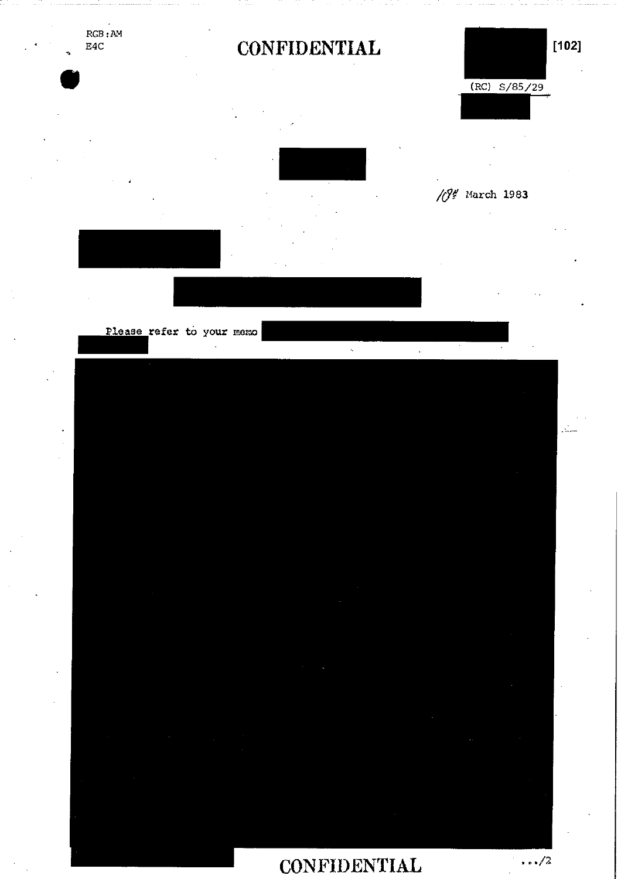RGB:AM
E4C

**CONFIDENTIAL**

[102]

(RC) S/85/29

10th March 1983

Please refer to your memo

**CONFIDENTIAL**

.../2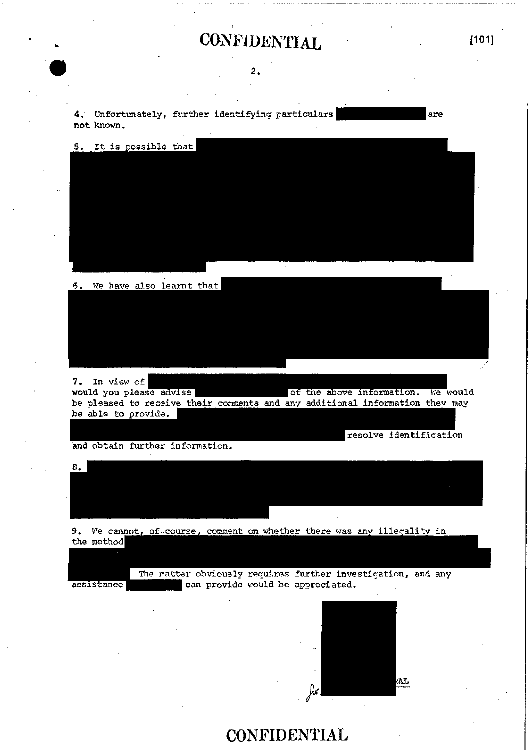CONFIDENTIAL

4. Unfortunately, further identifying particulars [REDACTED] are not known.

5. It is possible that [REDACTED]

6. We have also learnt that [REDACTED]

7. In view of [REDACTED] would you please advise [REDACTED] of the above information. We would be pleased to receive their comments and any additional information they may be able to provide. [REDACTED] resolve identification and obtain further information.

8. [REDACTED]

9. We cannot, of course, comment on whether there was any illegality in the method [REDACTED] The matter obviously requires further investigation, and any assistance [REDACTED] can provide would be appreciated.

[REDACTED] RAL

CONFIDENTIAL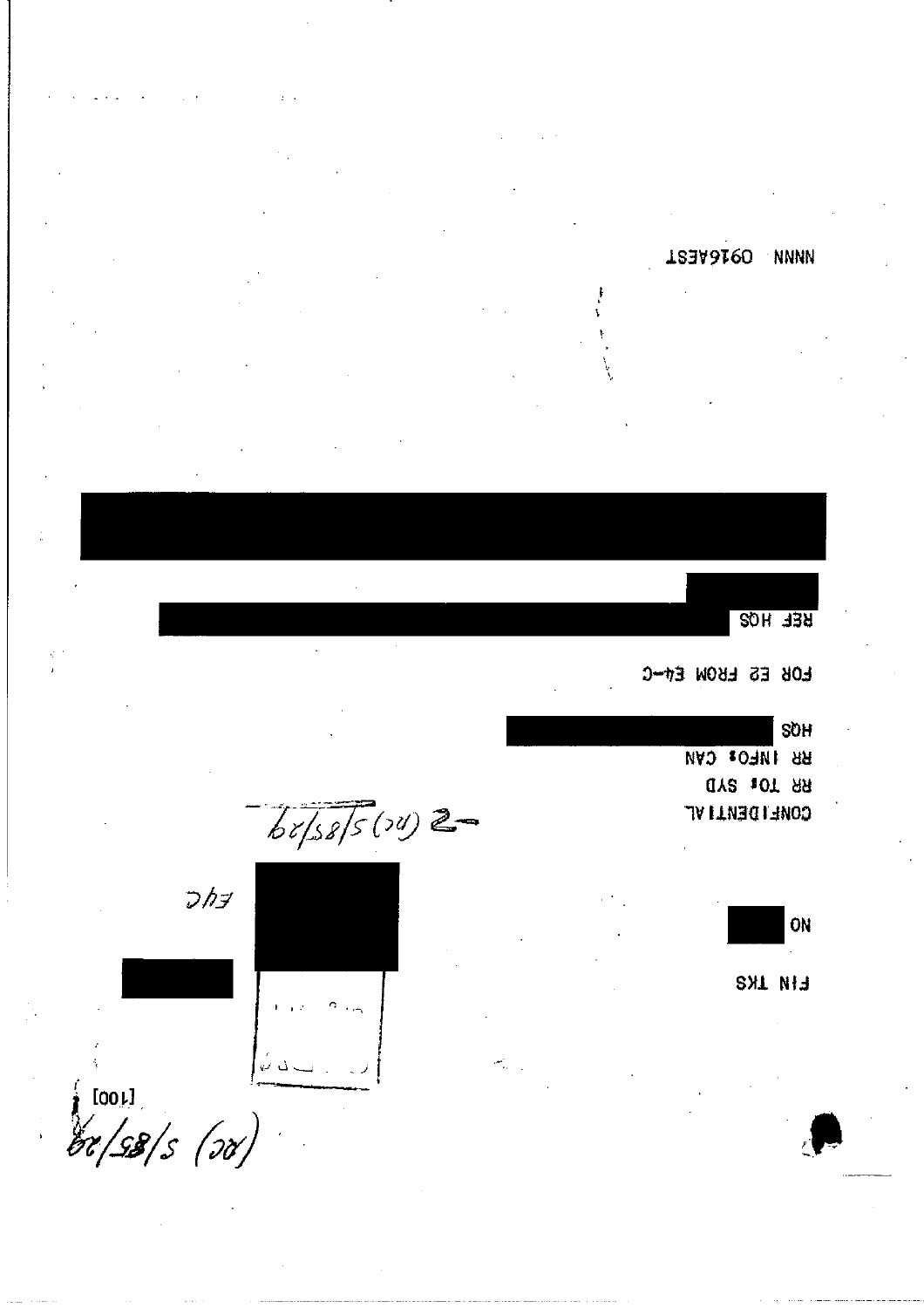FIN TKS

NO

CONFIDENTIAL

RR TO: SYD

RR INFO: CAN

HQS

FOR E2 FROM E4-C

REF HQS

NNNN 0916AEST

E4C

(RC) S/85/29

[100]

(RC) S/85/29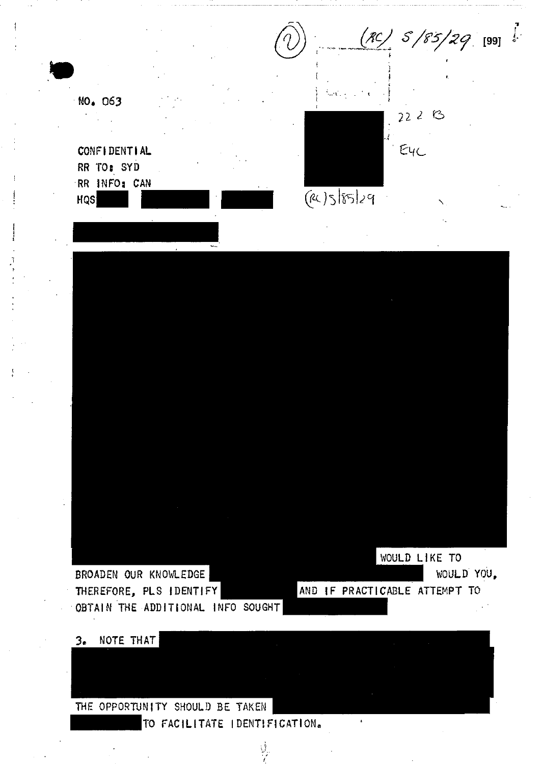(2) (RC) 5/85/29 [99]

NO. 063

222 B

CONFIDENTIAL
RR TO: SYD
RR INFO: CAN
HQS

E4C

(RC) 5/85/29

WOULD LIKE TO BROADEN OUR KNOWLEDGE WOULD YOU, THEREFORE, PLS IDENTIFY AND IF PRACTICABLE ATTEMPT TO OBTAIN THE ADDITIONAL INFO SOUGHT

3. NOTE THAT

THE OPPORTUNITY SHOULD BE TAKEN TO FACILITATE IDENTIFICATION.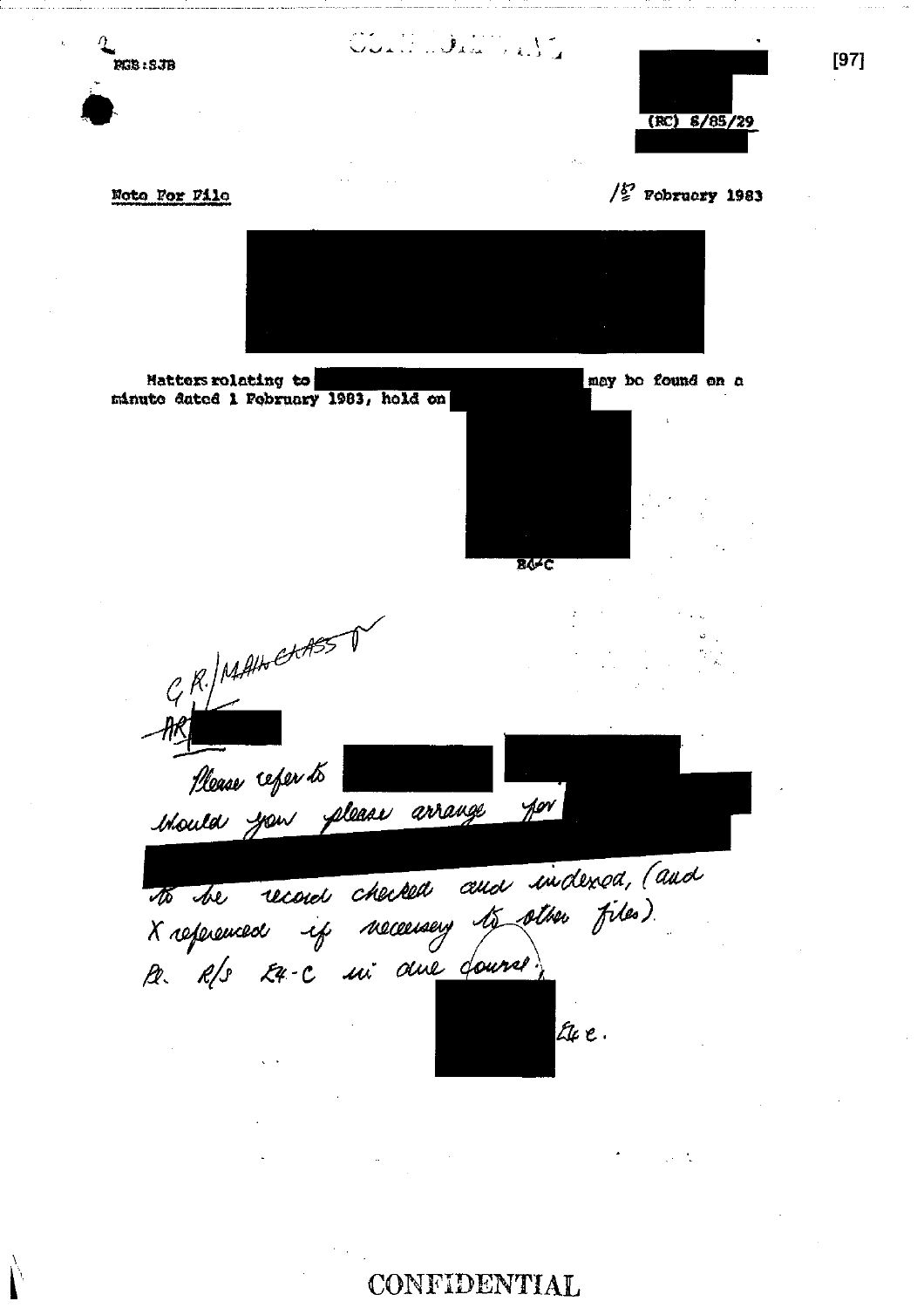2
PGB:SJB

CONFIDENTIAL

(RC) 8/85/29

Note For File

1st February 1983

Matters relating to may be found on a minute dated 1 February 1983, held on

B4-C

C R./MAIN CLASS ✓

AR

Please refer to

Would you please arrange for

to be record checked and indexed, (and X referenced if necessary to other files).

Pl. R/S E4-C in due course.

E4 C.

CONFIDENTIAL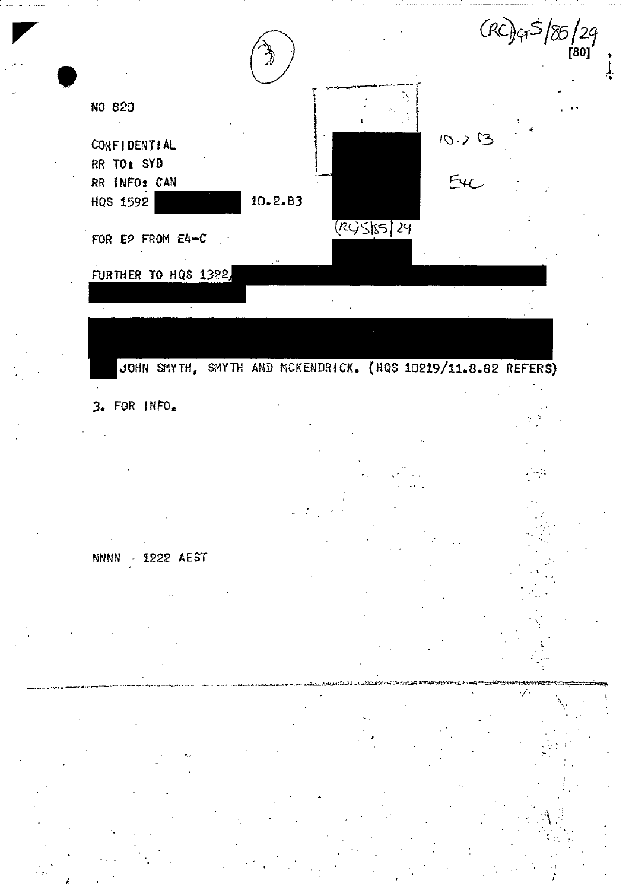(RC)QS/85/29

[80]

NO 820

CONFIDENTIAL

RR TO: SYD

RR INFO: CAN

HQS 1592 10.2.83

10.2.83

E4C

(RC)S/85/29

FOR E2 FROM E4-C

FURTHER TO HQS 1322/

JOHN SMYTH, SMYTH AND MCKENDRICK. (HQS 10219/11.8.82 REFERS)

3. FOR INFO.

NNNN 1222 AEST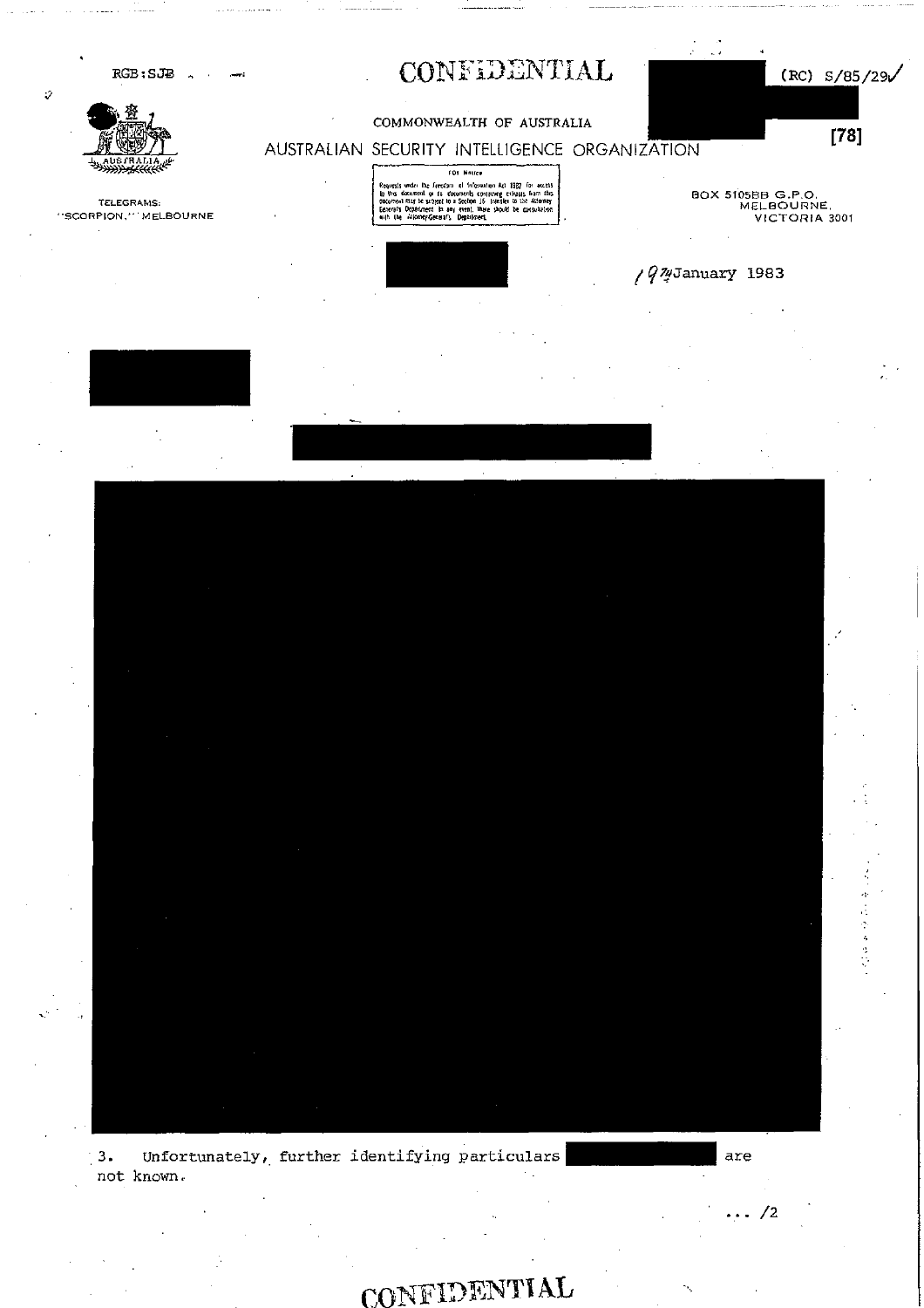RGB:SJB

CONFIDENTIAL

(RC) S/85/29

[78]

COMMONWEALTH OF AUSTRALIA

AUSTRALIAN SECURITY INTELLIGENCE ORGANIZATION

FOI Notice

Requests under the Freedom of Information Act 1982 for access to this document or its documents containing extracts from this document may be subject to a Section 15 transfer to the Attorney General's Department. In any event, there should be consultation with the Attorney-General's Department.

TELEGRAMS:
"SCORPION," MELBOURNE

BOX 5105BB G.P.O.
MELBOURNE,
VICTORIA 3001

19th January 1983

3. Unfortunately, further identifying particulars are not known.

... /2

CONFIDENTIAL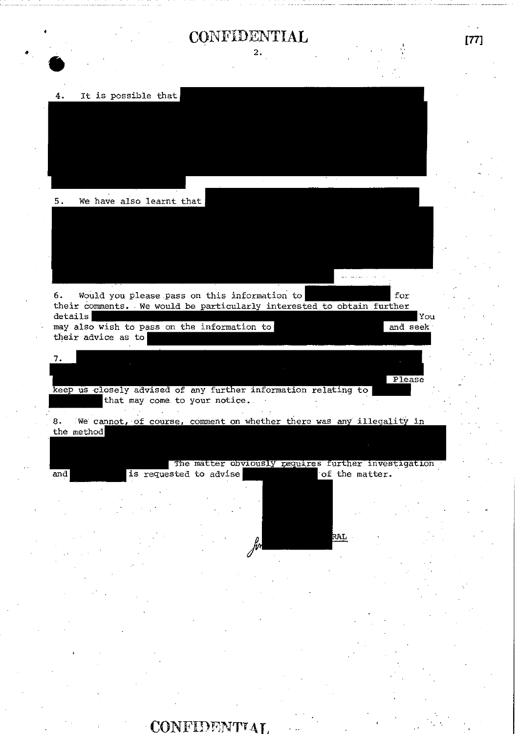CONFIDENTIAL

4. It is possible that

5. We have also learnt that

6. Would you please pass on this information to for their comments. We would be particularly interested to obtain further details You may also wish to pass on the information to and seek their advice as to

7. Please keep us closely advised of any further information relating to that may come to your notice.

8. We cannot, of course, comment on whether there was any illegality in the method The matter obviously requires further investigation and is requested to advise of the matter.

for RAL

CONFIDENTIAL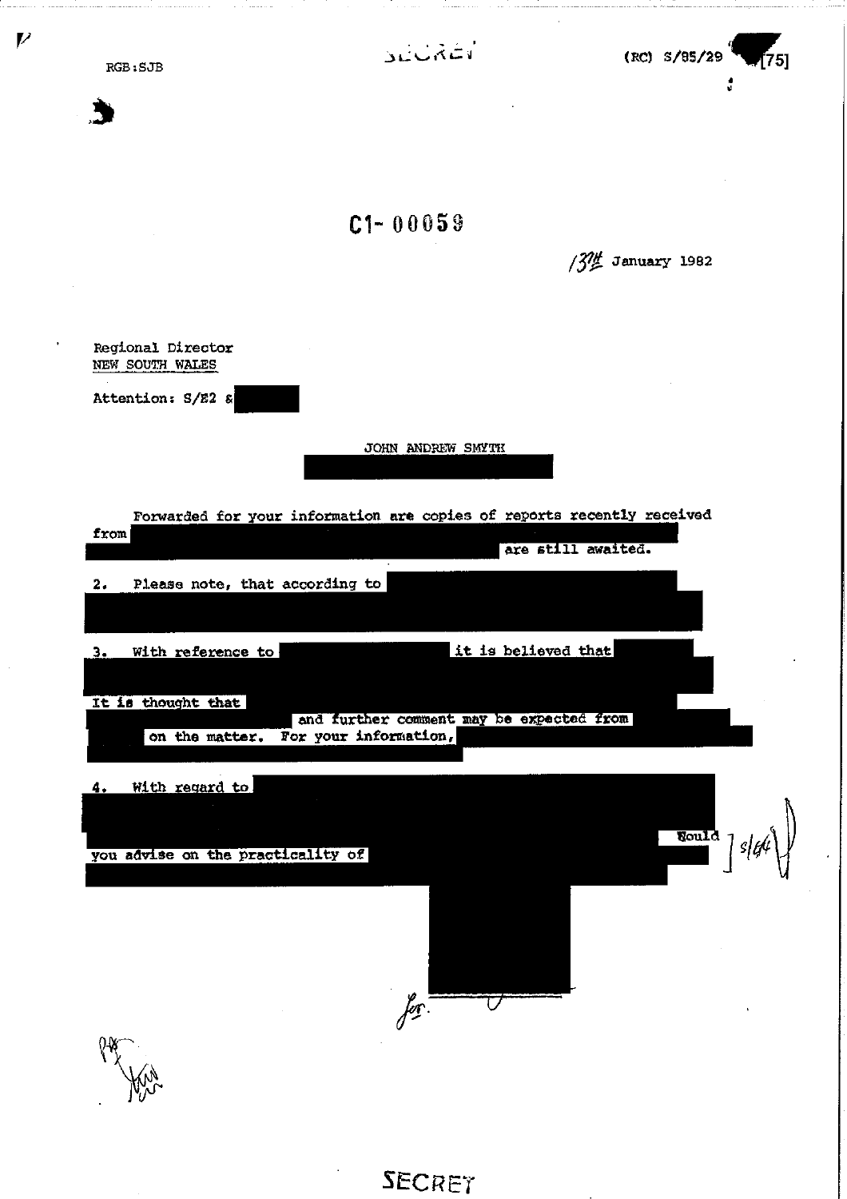RGB:SJB

SECRET

(RC) S/85/29 [75]

C1-00059

13th January 1982

Regional Director
NEW SOUTH WALES

Attention: S/E2 &

JOHN ANDREW SMYTH

Forwarded for your information are copies of reports recently received from are still awaited.

2. Please note, that according to

3. With reference to it is believed that

It is thought that and further comment may be expected from on the matter. For your information,

4. With regard to Would you advise on the practicality of

for.

SECRET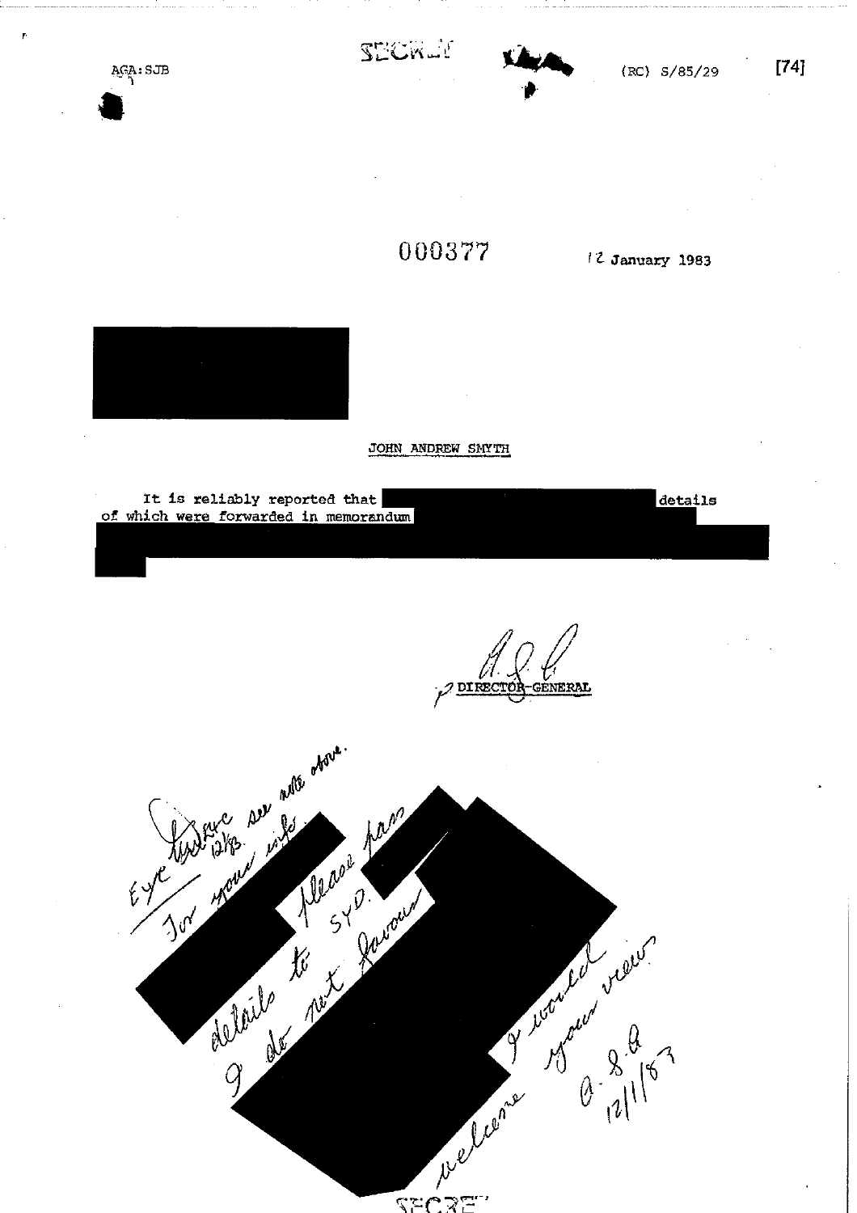AGA:SJB

SECRET

(RC) S/85/29

[74]

000377

12 January 1983

JOHN ANDREW SMYTH

It is reliably reported that details of which were forwarded in memorandum

DIRECTOR-GENERAL

Eye [illegible] 12/1/83 see note above.

For your info. Please pass details to SYD. I do not favour I would welcome your views

A.S.B. 12/1/83

SECRET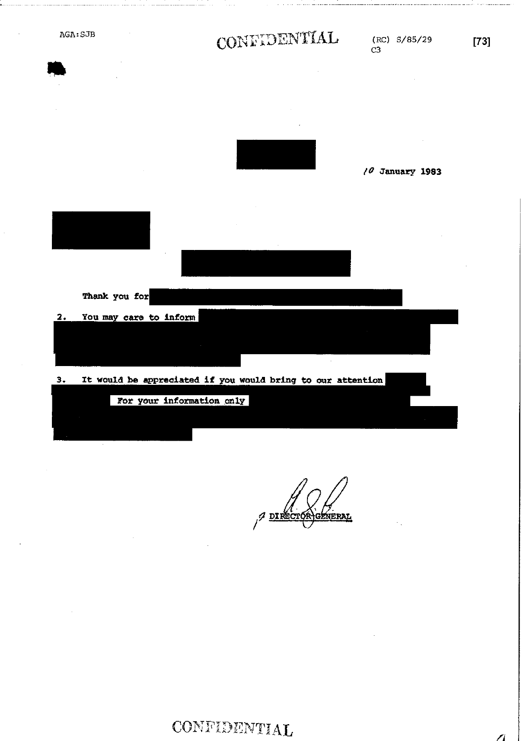AGA:SJB

CONFIDENTIAL

(RC) S/85/29
C3

[73]

10 January 1983

Thank you for

2. You may care to inform

3. It would be appreciated if you would bring to our attention

For your information only

DIRECTOR-GENERAL

CONFIDENTIAL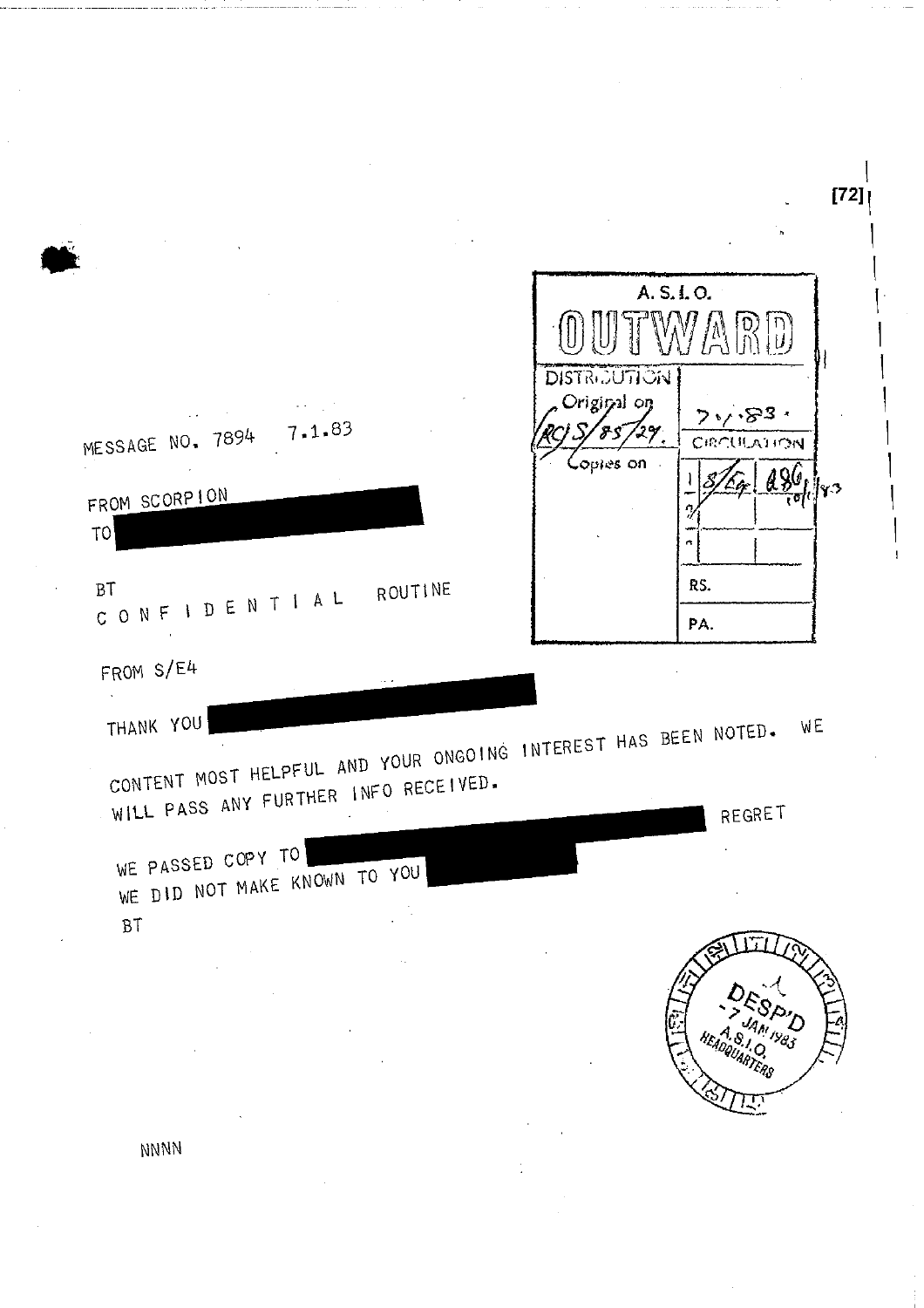[72]

A.S.I.O.

OUTWARD

| DISTRIBUTION | 7.1.83 |
|---|---|
| Original on (RC) S/85/27. | CIRCULATION |
| Copies on | 1 S/E4 &86 10/1/83 |
| | 2 |
| | 3 |
| | RS. |
| | PA. |

MESSAGE NO. 7894 7.1.83

FROM SCORPION

TO

BT

C O N F I D E N T I A L ROUTINE

FROM S/E4

THANK YOU

CONTENT MOST HELPFUL AND YOUR ONGOING INTEREST HAS BEEN NOTED. WE WILL PASS ANY FURTHER INFO RECEIVED.

REGRET

WE PASSED COPY TO

WE DID NOT MAKE KNOWN TO YOU

BT

DESP'D
7 JAN 1983
A.S.I.O.
HEADQUARTERS

NNNN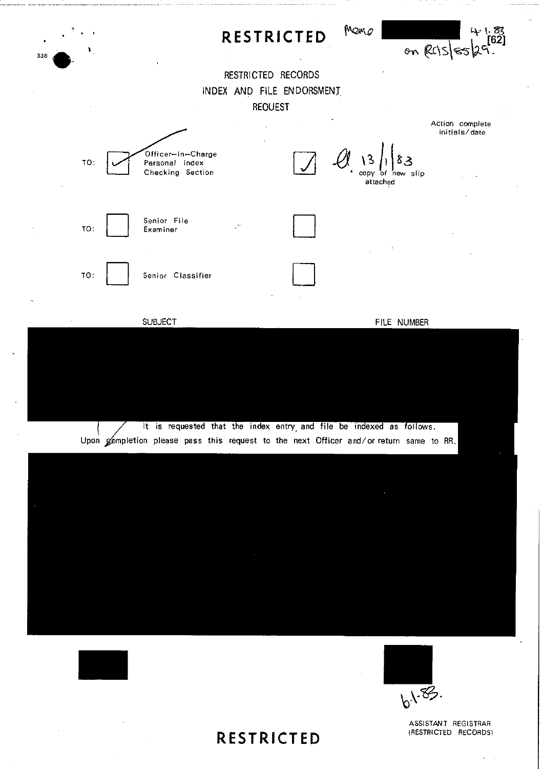**RESTRICTED**

Memo 4.1.83 on RC1S/85/29. [62]

RESTRICTED RECORDS

INDEX AND FILE ENDORSMENT

REQUEST

| | | | Action complete initials/date |
|---|---|---|---|
| TO: | ✓ | Officer-in-Charge Personal Index Checking Section | ✓ 13/1/83 * copy of new slip attached |
| TO: | | Senior File Examiner | |
| TO: | | Senior Classifier | |

SUBJECT FILE NUMBER

It is requested that the index entry and file be indexed as follows. Upon completion please pass this request to the next Officer and/or return same to RR.

6.1.83.

ASSISTANT REGISTRAR (RESTRICTED RECORDS)

**RESTRICTED**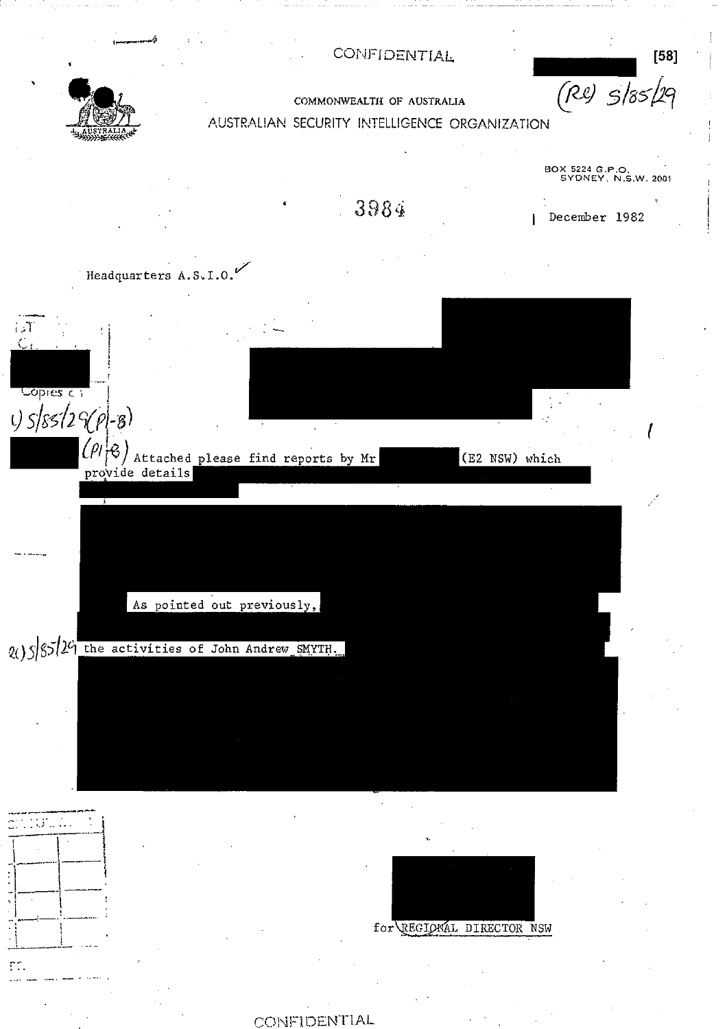CONFIDENTIAL

[58]

(RE) 5/85/29

COMMONWEALTH OF AUSTRALIA

AUSTRALIAN SECURITY INTELLIGENCE ORGANIZATION

BOX 5224 G.P.O.
SYDNEY, N.S.W. 2001

3984

December 1982

Headquarters A.S.I.O.

Copies to:

1) 5/85/29(P1-8)

(P1-8) Attached please find reports by Mr (E2 NSW) which provide details

As pointed out previously,

2) 5/85/29 the activities of John Andrew SMYTH.

for REGIONAL DIRECTOR NSW

CONFIDENTIAL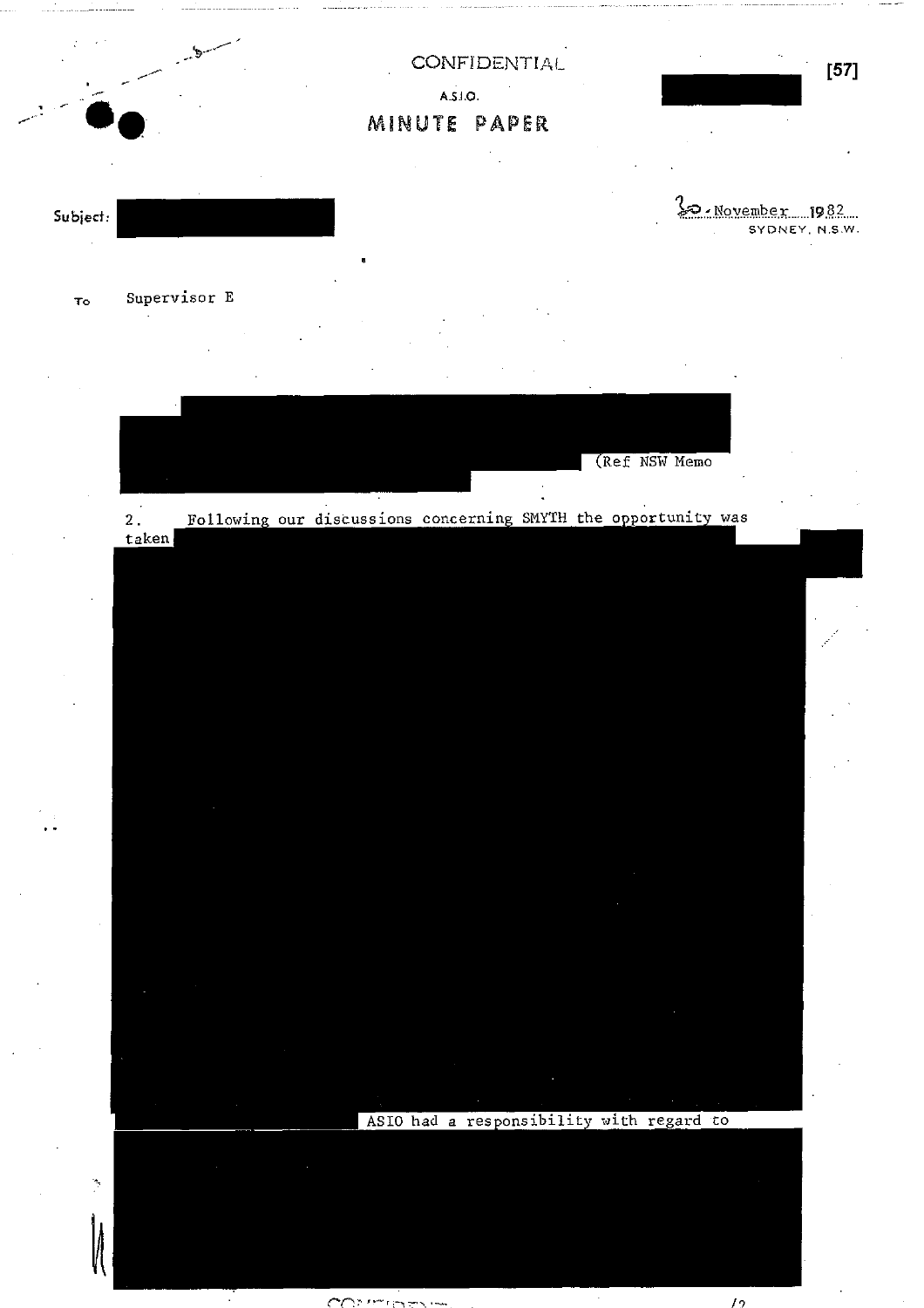CONFIDENTIAL

A.S.I.O.

# MINUTE PAPER

Subject:

30 November 1982
SYDNEY, N.S.W.

To Supervisor E

(Ref NSW Memo

2. Following our discussions concerning SMYTH the opportunity was taken

ASIO had a responsibility with regard to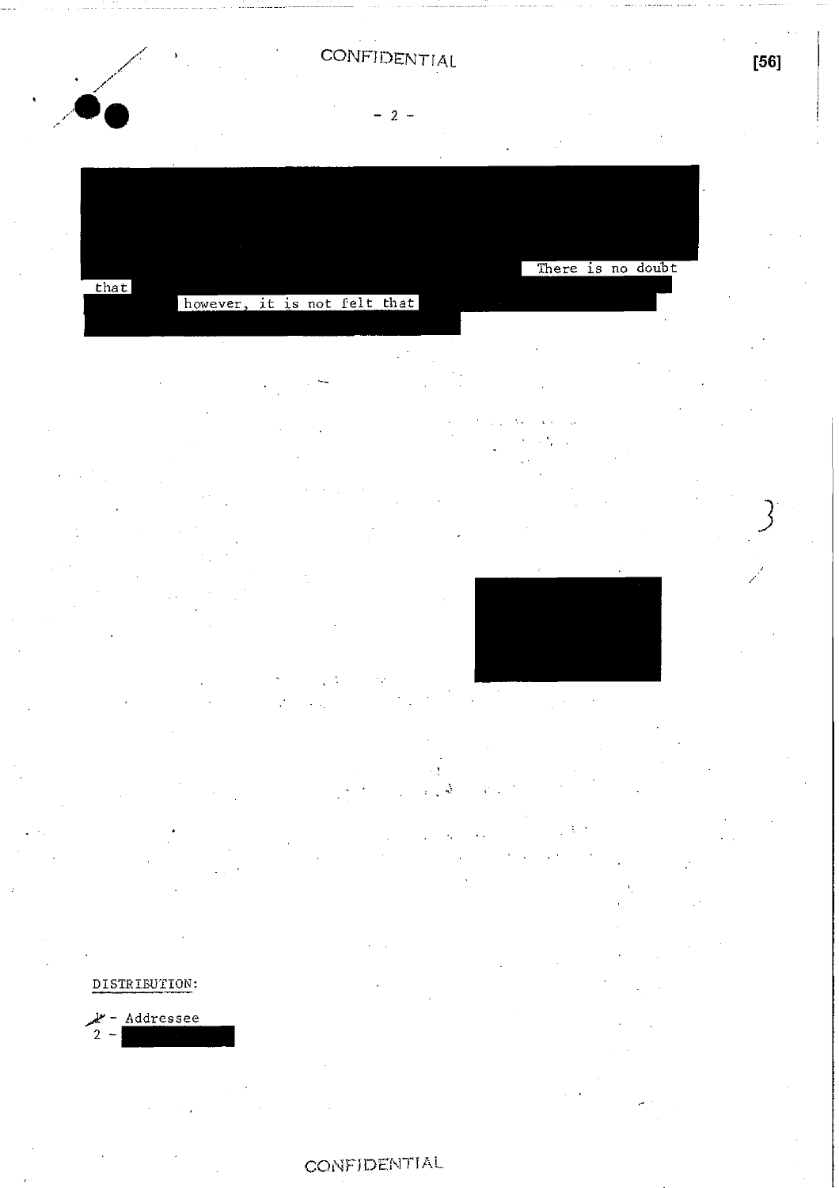CONFIDENTIAL

There is no doubt that however, it is not felt that

DISTRIBUTION:

1 - Addressee
2 -

CONFIDENTIAL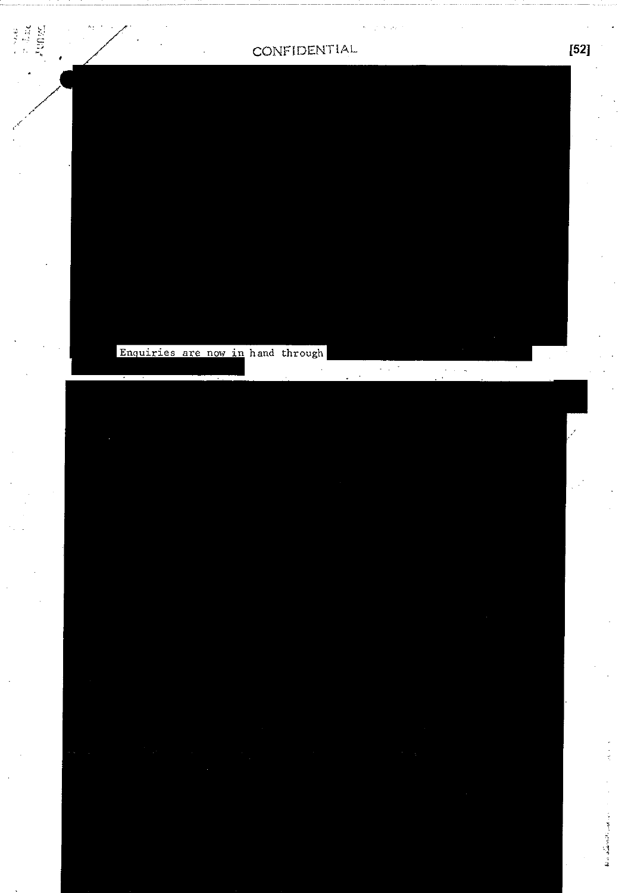CONFIDENTIAL

Enquiries are now in hand through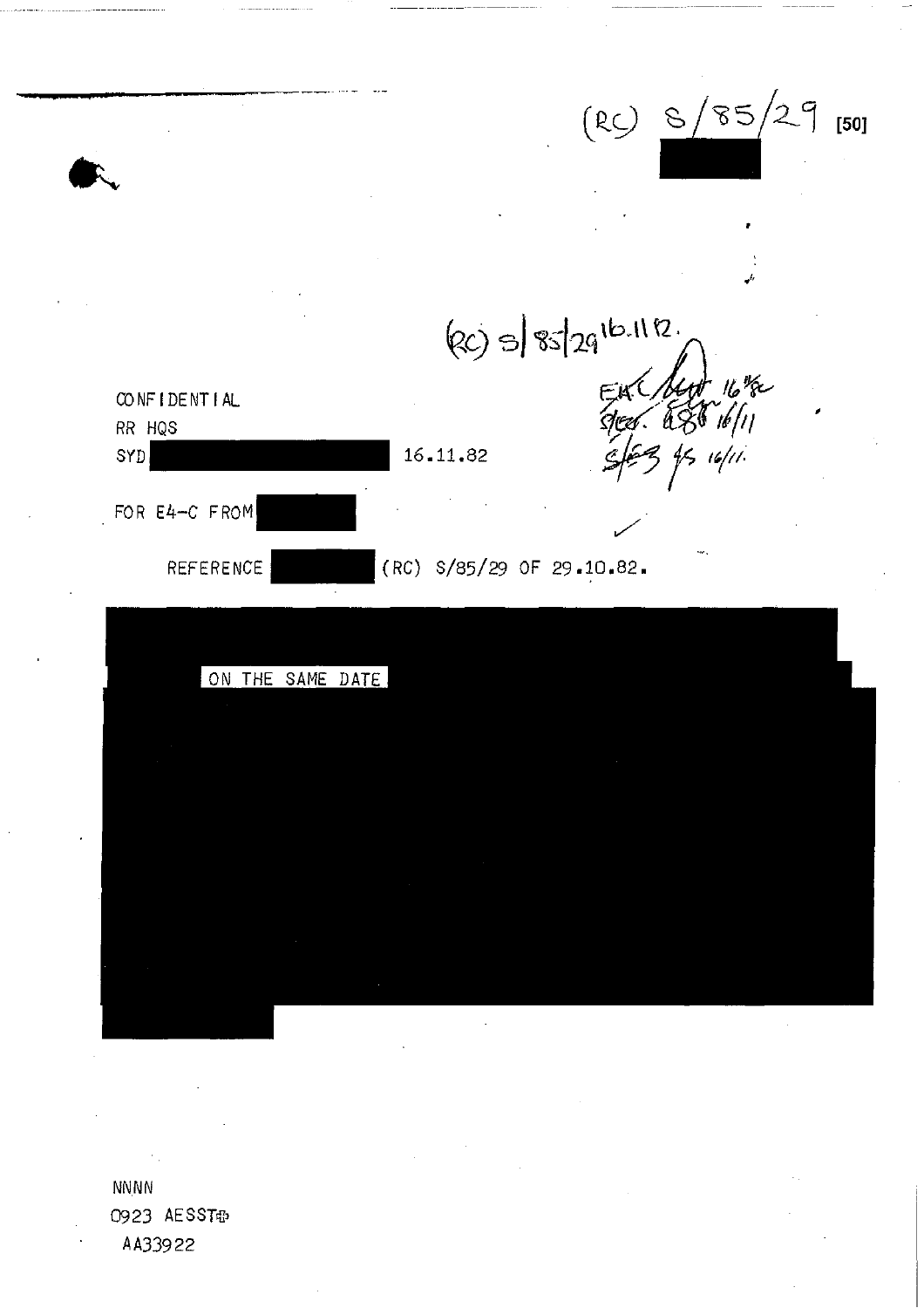(RC) S/85/29 [50]

(RC) S/85/29 16.11.82.

EAC 16/11
SIEC. 16/11
S/E3 16/11.

CONFIDENTIAL

RR HQS

SYD 16.11.82

FOR E4-C FROM

REFERENCE (RC) S/85/29 OF 29.10.82.

ON THE SAME DATE

NNNN

0923 AESST

AA33922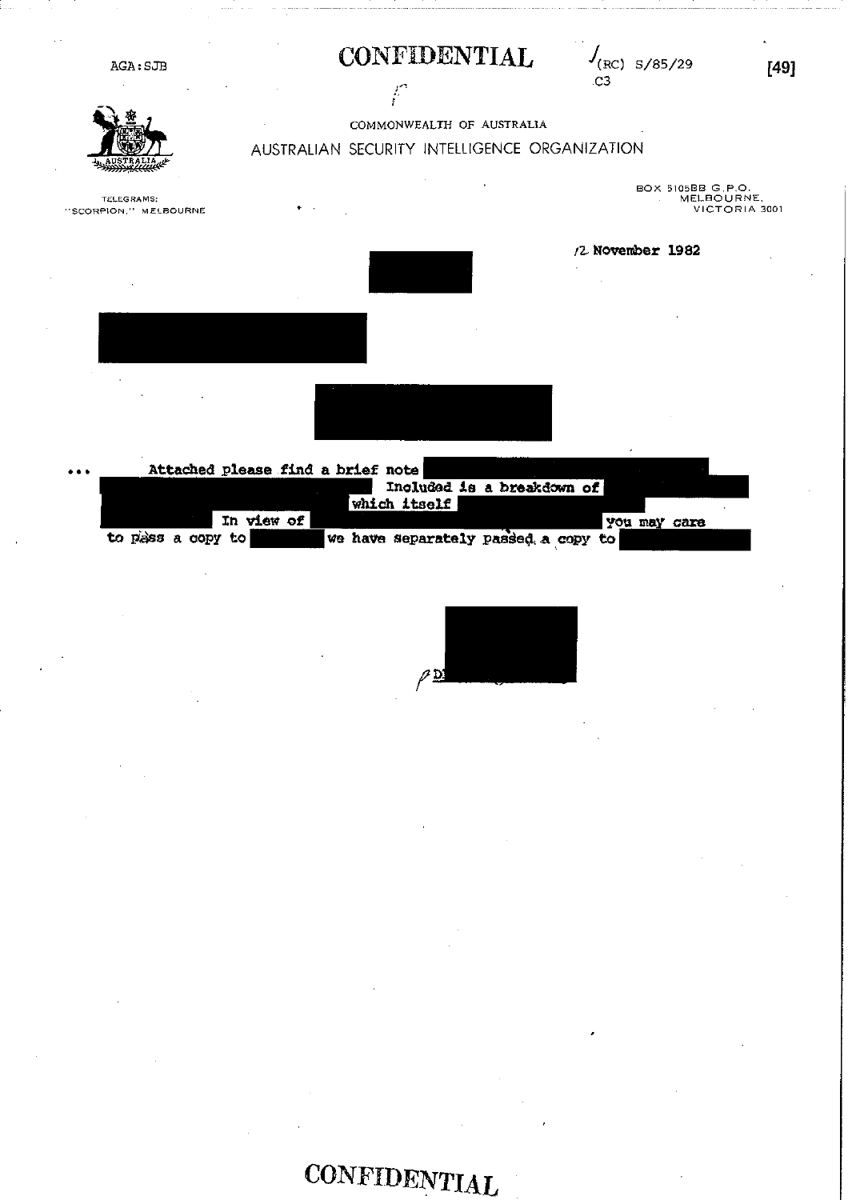AGA:SJB

CONFIDENTIAL

J(RC) S/85/29
C3

[49]

COMMONWEALTH OF AUSTRALIA

AUSTRALIAN SECURITY INTELLIGENCE ORGANIZATION

TELEGRAMS:
"SCORPION," MELBOURNE

BOX 5105BB G.P.O.
MELBOURNE,
VICTORIA 3001

12 November 1982

... Attached please find a brief note [redacted] Included is a breakdown of [redacted] which itself [redacted] In view of [redacted] you may care to pass a copy to [redacted] we have separately passed a copy to [redacted]

D[redacted]

CONFIDENTIAL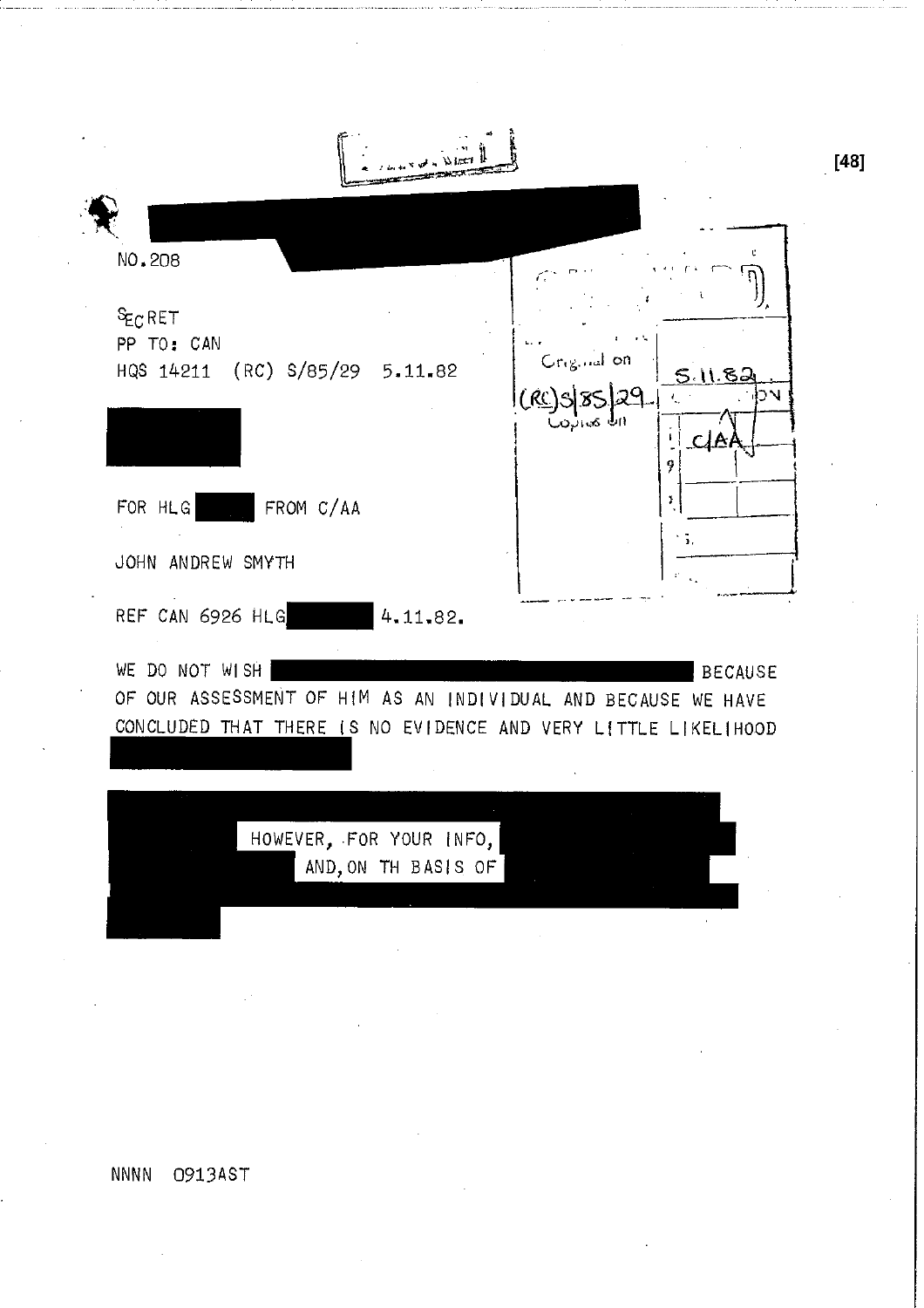NO.208

SECRET
PP TO: CAN
HQS 14211 (RC) S/85/29 5.11.82

Original on (RC)S/85/29 5.11.82
Copies on C/AA

FOR HLG ███ FROM C/AA

JOHN ANDREW SMYTH

REF CAN 6926 HLG ███ 4.11.82.

WE DO NOT WISH ███ BECAUSE OF OUR ASSESSMENT OF HIM AS AN INDIVIDUAL AND BECAUSE WE HAVE CONCLUDED THAT THERE IS NO EVIDENCE AND VERY LITTLE LIKELIHOOD ███

███ HOWEVER, FOR YOUR INFO, ███ AND, ON TH BASIS OF ███

NNNN 0913AST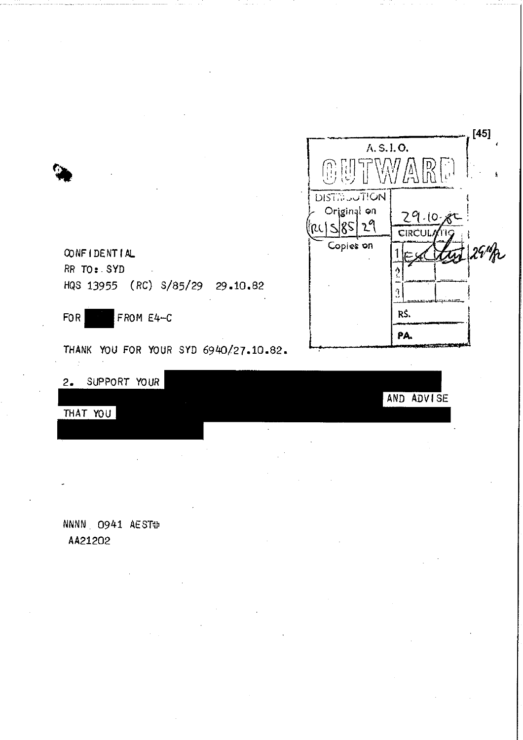[45]

A.S.I.O.

OUTWARD

| DISTRIBUTION | |
| --- | --- |
| Original on (RC) S/85/29 | 29.10.82 |
| Copies on | CIRCULATION |
| | 1 E4C 29/10 |
| | 2 |
| | 3 |
| | RS. |
| | PA. |

CONFIDENTIAL

RR TO: SYD

HQS 13955 (RC) S/85/29 29.10.82

FOR ██████ FROM E4-C

THANK YOU FOR YOUR SYD 6940/27.10.82.

2. SUPPORT YOUR ██████████████████████ AND ADVISE THAT YOU ██████████████████████

NNNN 0941 AEST

AA21202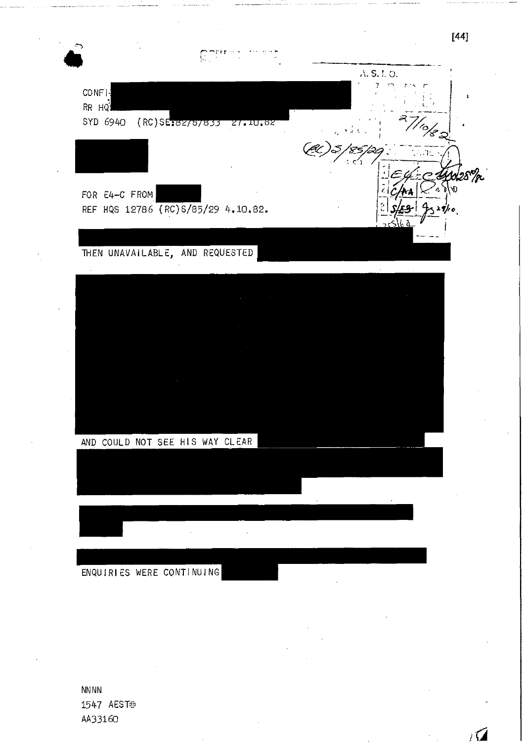CONFI

RR HQ

SYD 6940 (RC)SE:82/8/833 27.10.82

A.S.I.O.

27/10/82

(RC)S/85/29

FOR E4-C FROM

REF HQS 12786 (RC)S/85/29 4.10.82.

THEN UNAVAILABLE, AND REQUESTED

AND COULD NOT SEE HIS WAY CLEAR

ENQUIRIES WERE CONTINUING

NNNN
1547 AEST
AA33160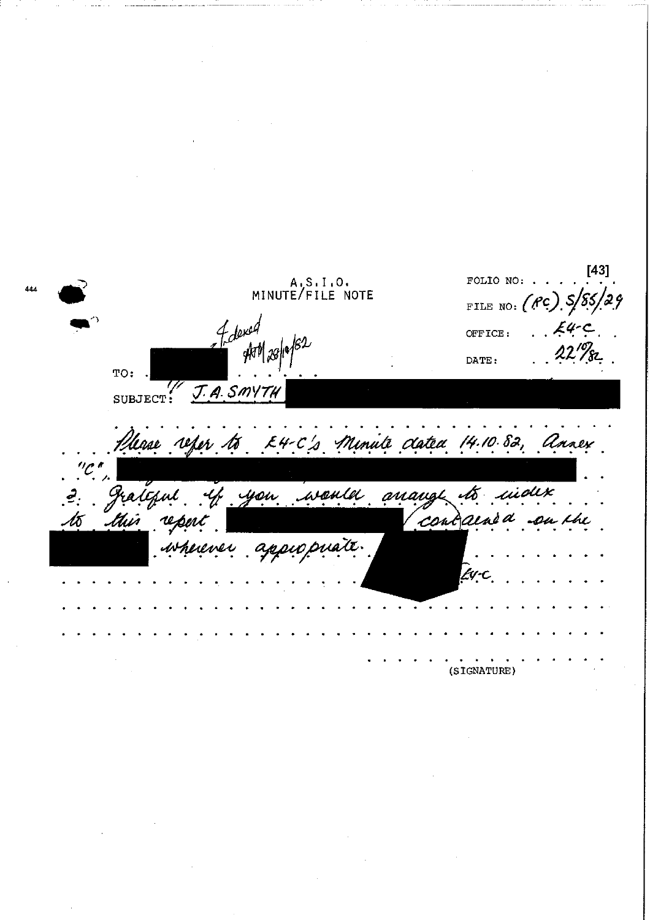[43]

A.S.I.O.
MINUTE/FILE NOTE

FOLIO NO: . . . . . . . .

FILE NO: (RC) S/85/29

OFFICE: E4-C

DATE: 22/10/82

Indexed
ATM 28/10/82

TO: ████████

SUBJECT: "J.A. SMYTH ████████████████████

Please refer to E4-C's Minute dated 14.10.82, Annex "C". ████████████████████████████████

2. Grateful if you would arrange to index to this report ████████ contained on the ████████ wherever appropriate.

████████ E4-C.

(SIGNATURE)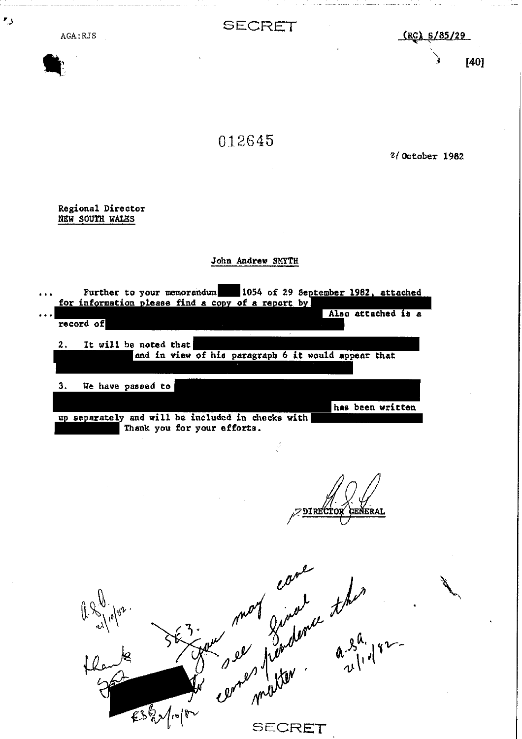AGA:RJS

SECRET

(RC) S/85/29

[40]

012645

21 October 1982

Regional Director
NEW SOUTH WALES

John Andrew SMYTH

... Further to your memorandum ███ 1054 of 29 September 1982, attached for information please find a copy of a report by ███
... ███ Also attached is a record of ███

2. It will be noted that ███ and in view of his paragraph 6 it would appear that ███

3. We have passed to ███ has been written up separately and will be included in checks with ███ Thank you for your efforts.

DIRECTOR GENERAL

A.S.G. 21/10/82.

Thanks ███ ESB 22/10/82

SE 3. You may care to see final correspondence this matter. A.S.A. 21/10/82.

SECRET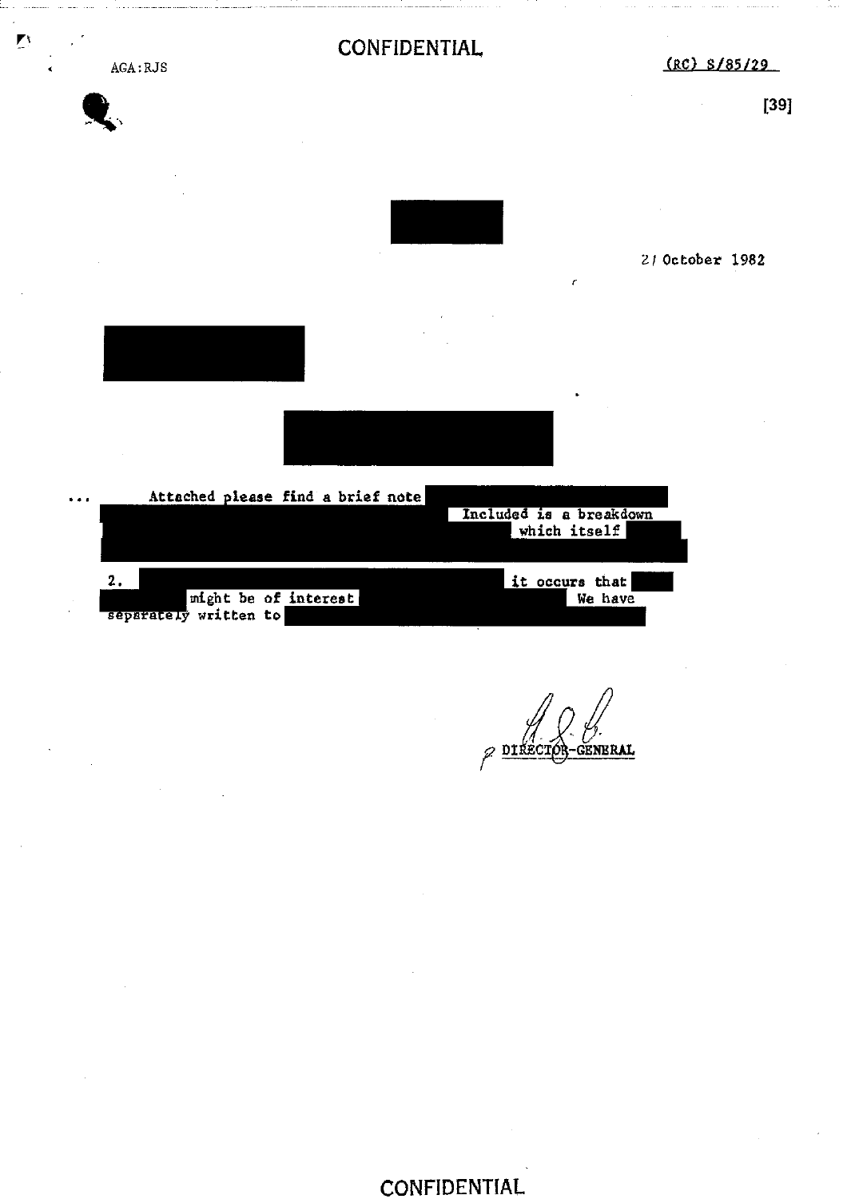CONFIDENTIAL

AGA:RJS

(RC) S/85/29

[39]

21 October 1982

... Attached please find a brief note Included is a breakdown which itself

2. it occurs that might be of interest We have separately written to

DIRECTOR-GENERAL

CONFIDENTIAL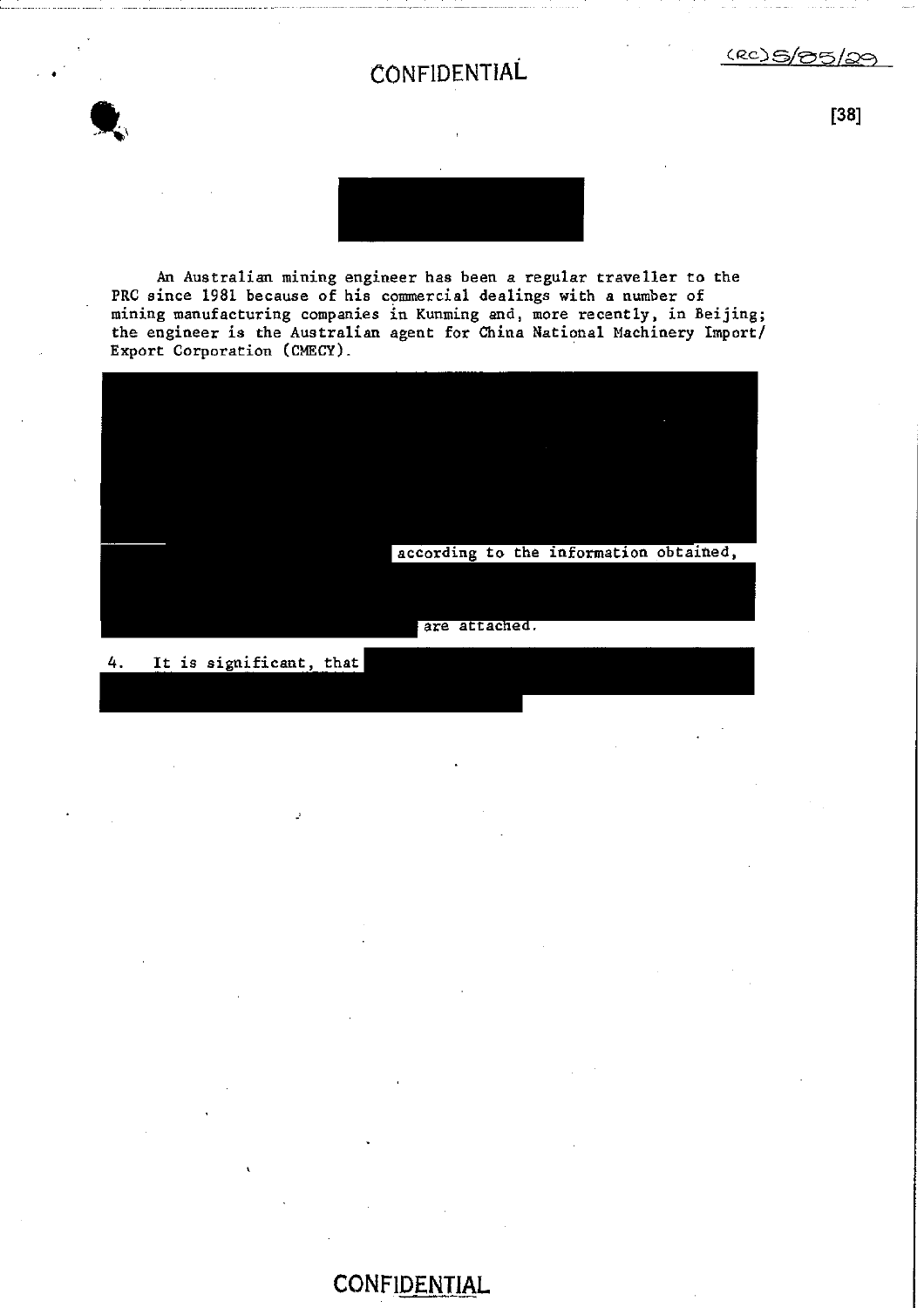CONFIDENTIAL

(RC)5/85/29

[38]

An Australian mining engineer has been a regular traveller to the PRC since 1981 because of his commercial dealings with a number of mining manufacturing companies in Kunming and, more recently, in Beijing; the engineer is the Australian agent for China National Machinery Import/Export Corporation (CMECY).

according to the information obtained,

are attached.

4. It is significant, that

CONFIDENTIAL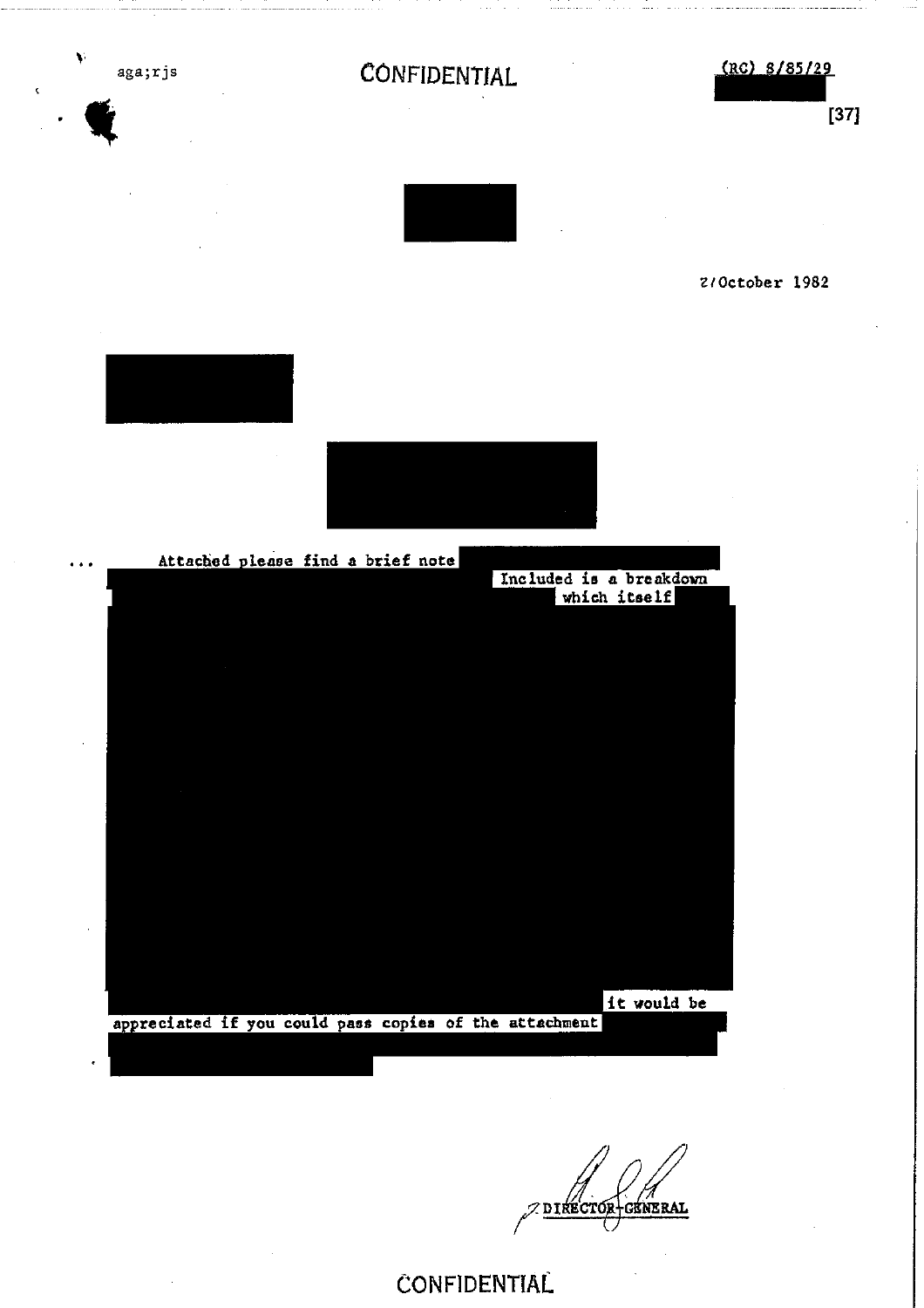aga;rjs

CONFIDENTIAL

(RC) 8/85/29

[37]

2/October 1982

Attached please find a brief note

Included is a breakdown

which itself

it would be appreciated if you could pass copies of the attachment

DIRECTOR-GENERAL

CONFIDENTIAL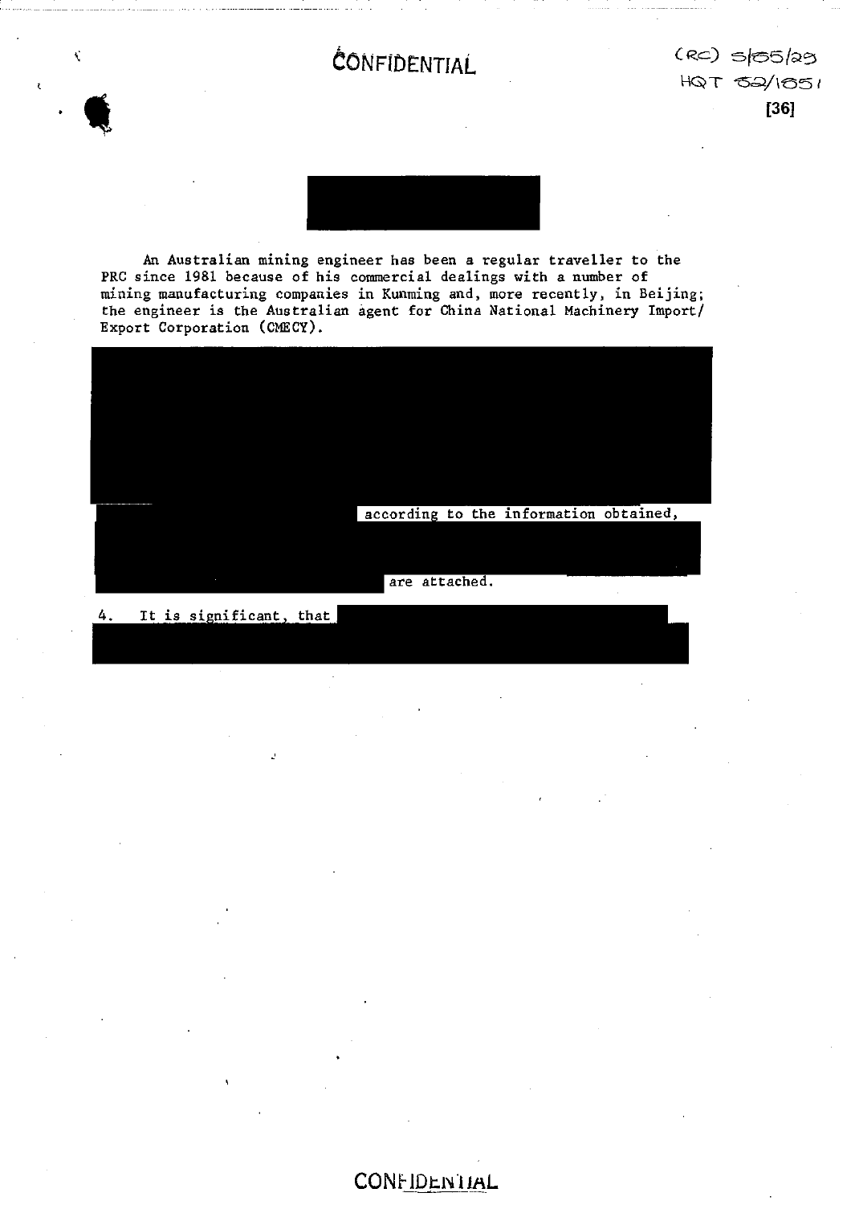CONFIDENTIAL

(RC) 5/55/29
HQT 52/1851
[36]

An Australian mining engineer has been a regular traveller to the PRC since 1981 because of his commercial dealings with a number of mining manufacturing companies in Kunming and, more recently, in Beijing; the engineer is the Australian agent for China National Machinery Import/ Export Corporation (CMECY).

according to the information obtained,

are attached.

4. It is significant, that

CONFIDENTIAL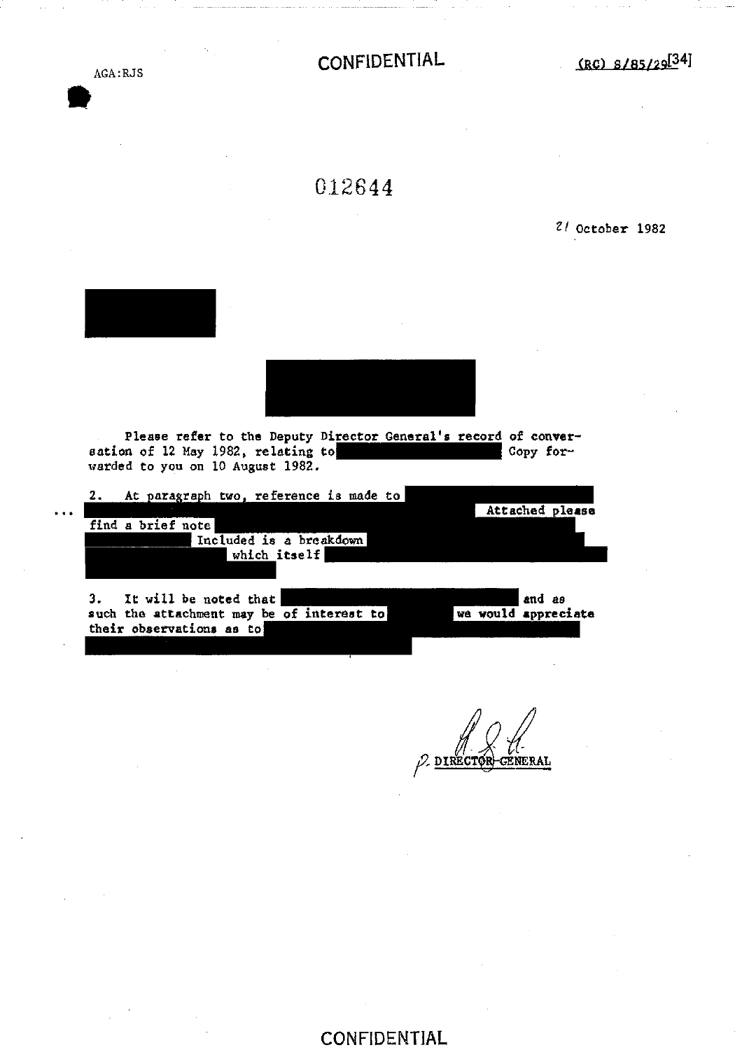AGA:RJS

CONFIDENTIAL

(RC) 8/85/29[34]

012644

21 October 1982

Please refer to the Deputy Director General's record of conversation of 12 May 1982, relating to Copy forwarded to you on 10 August 1982.

2. At paragraph two, reference is made to Attached please find a brief note Included is a breakdown which itself

3. It will be noted that and as such the attachment may be of interest to we would appreciate their observations as to

P. DIRECTOR-GENERAL

CONFIDENTIAL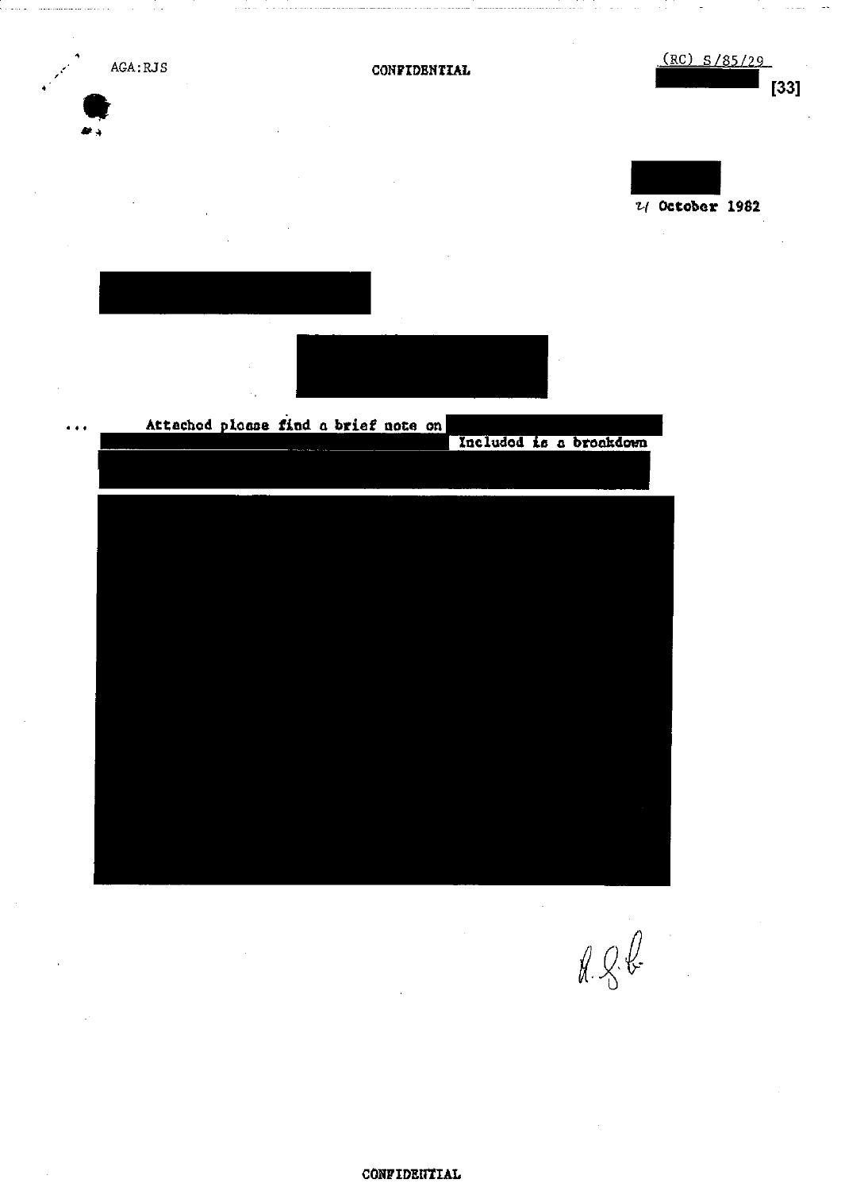AGA:RJS

CONFIDENTIAL

(RC) S/85/29

[33]

21 October 1982

Attached please find a brief note on Included is a breakdown

R.G.B.

CONFIDENTIAL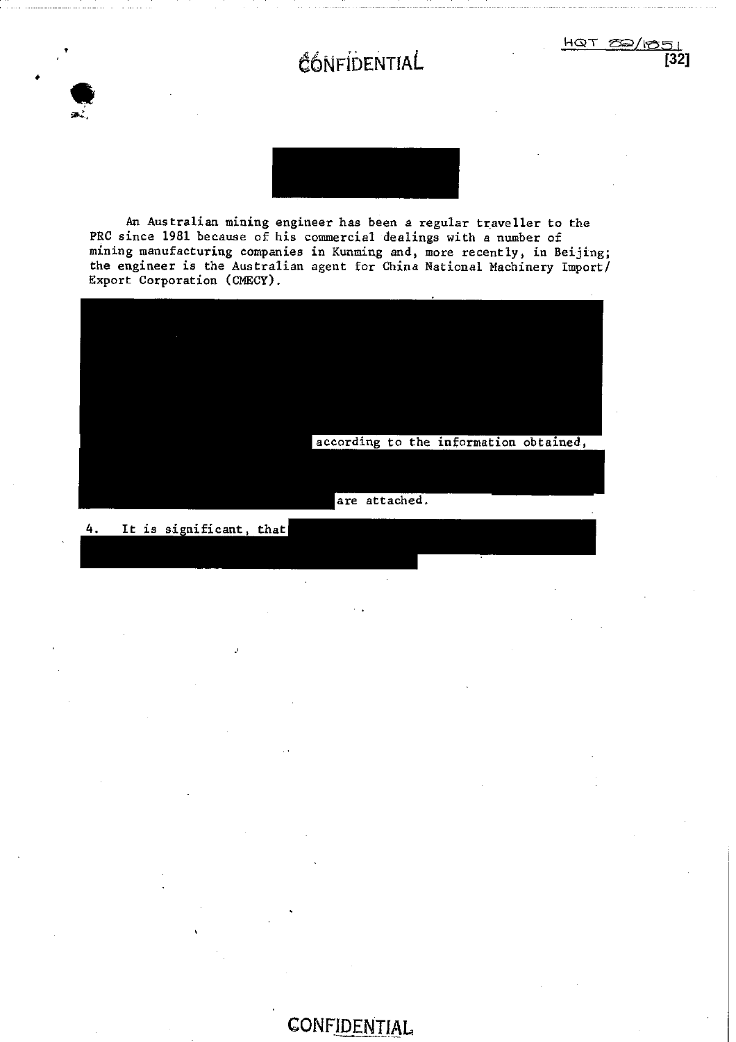CONFIDENTIAL

HQT 82/1851
[32]

An Australian mining engineer has been a regular traveller to the PRC since 1981 because of his commercial dealings with a number of mining manufacturing companies in Kunming and, more recently, in Beijing; the engineer is the Australian agent for China National Machinery Import/Export Corporation (CMECY).

according to the information obtained,

are attached.

4. It is significant, that

CONFIDENTIAL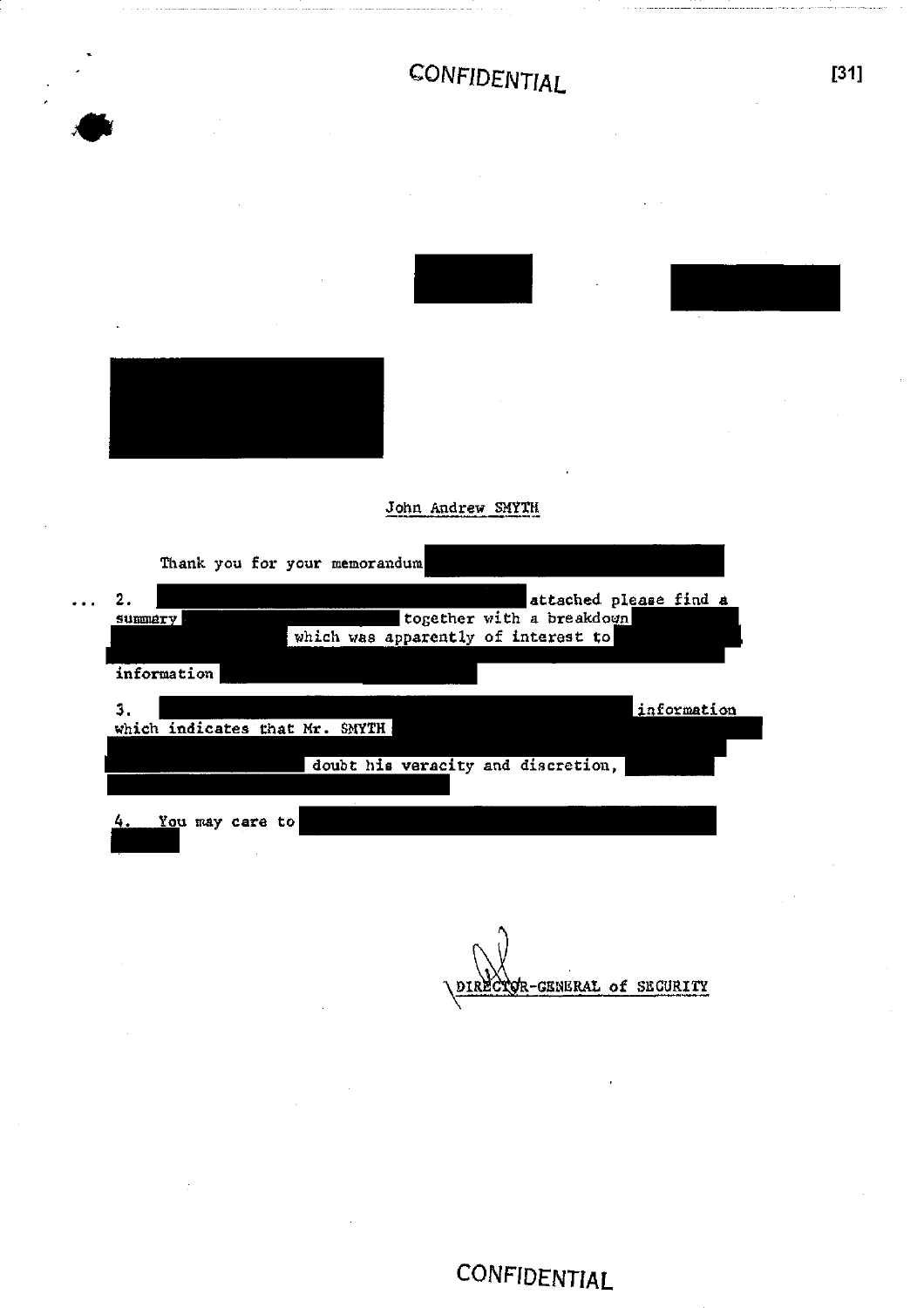CONFIDENTIAL

John Andrew SMYTH

Thank you for your memorandum

2. attached please find a summary together with a breakdown which was apparently of interest to information

3. information which indicates that Mr. SMYTH doubt his veracity and discretion,

4. You may care to

DIRECTOR-GENERAL of SECURITY

CONFIDENTIAL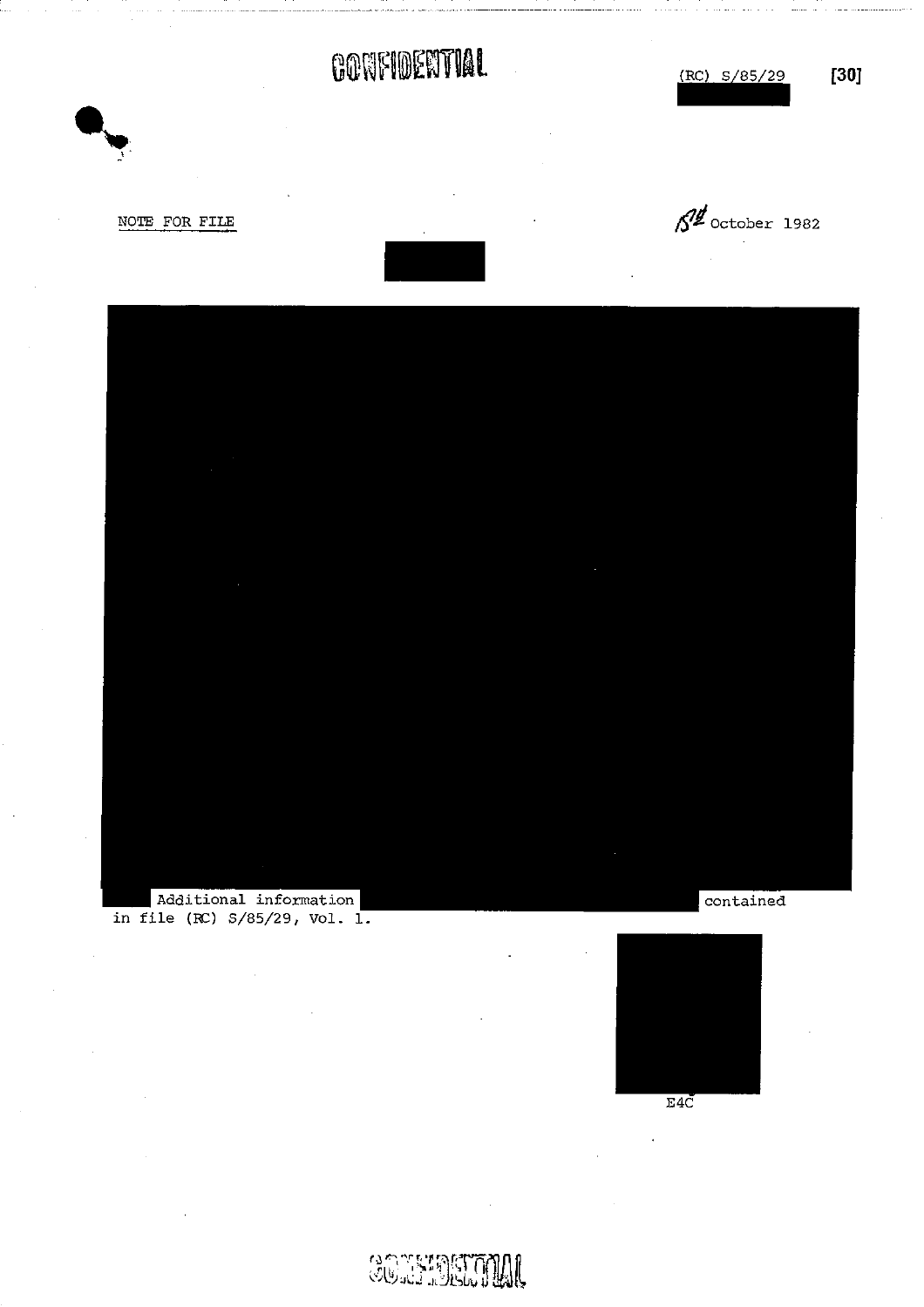CONFIDENTIAL

(RC) S/85/29 [30]

NOTE FOR FILE

18th October 1982

Additional information contained in file (RC) S/85/29, Vol. 1.

E4C

CONFIDENTIAL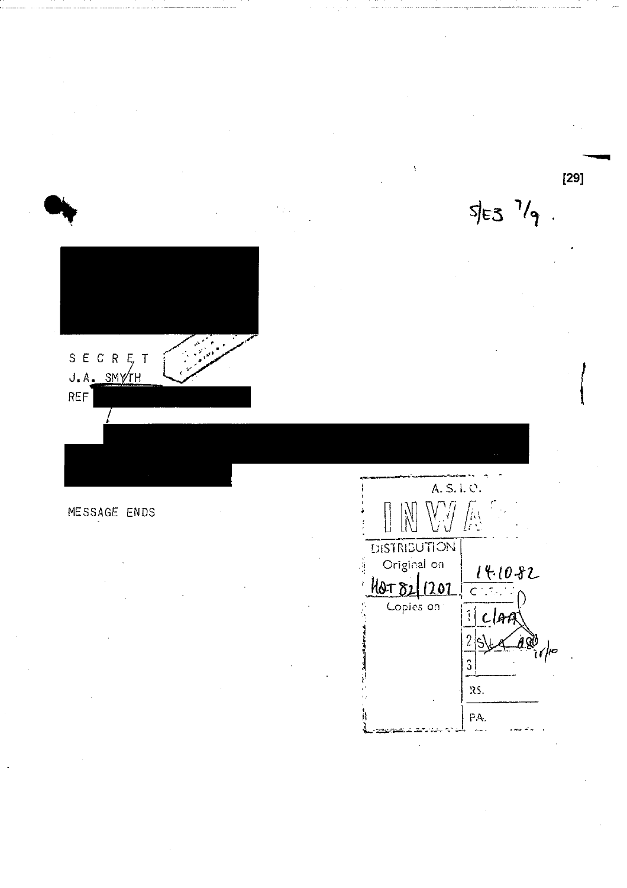5/E3 7/9.

SECRET

J.A. SMYTH

REF

MESSAGE ENDS

A.S.I.O.

INWA

| DISTRIBUTION | |
|---|---|
| Original on | 14.10.82 |
| HQT 82/1207 | C |
| Copies on | 1 C/AA |
| | 2 S/ AAO 15/10 |
| | 3 |
| | RS. |
| | PA. |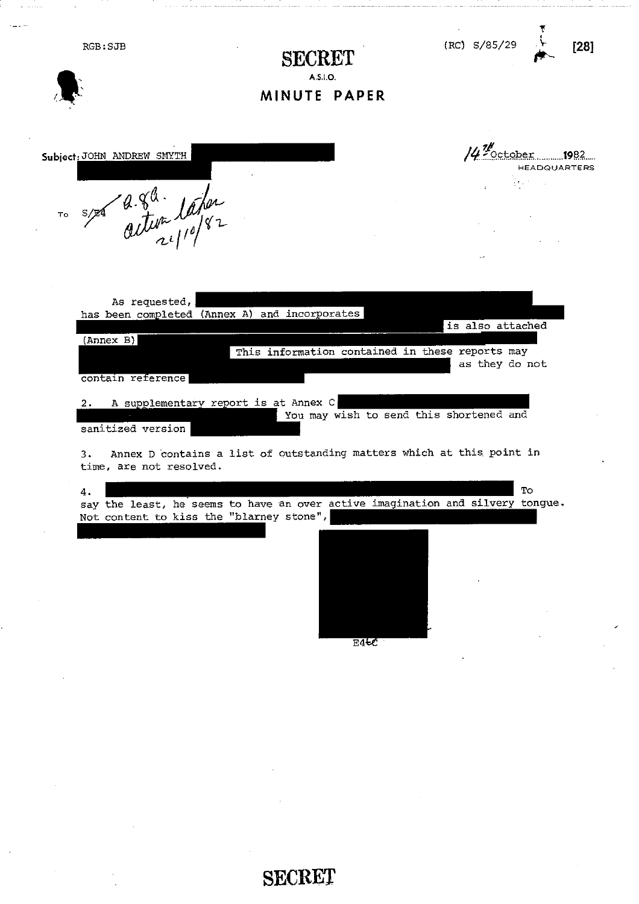RGB:SJB

(RC) S/85/29

[28]

**SECRET**

A.S.I.O.

**MINUTE PAPER**

Subject: JOHN ANDREW SMYTH

14th October 1982
HEADQUARTERS

To S/E4 *a.g.a. action later 21/10/82*

As requested, has been completed (Annex A) and incorporates is also attached (Annex B) This information contained in these reports may as they do not contain reference

2. A supplementary report is at Annex C You may wish to send this shortened and sanitized version

3. Annex D contains a list of outstanding matters which at this point in time, are not resolved.

4. To say the least, he seems to have an over active imagination and silvery tongue. Not content to kiss the "blarney stone",

E4C

**SECRET**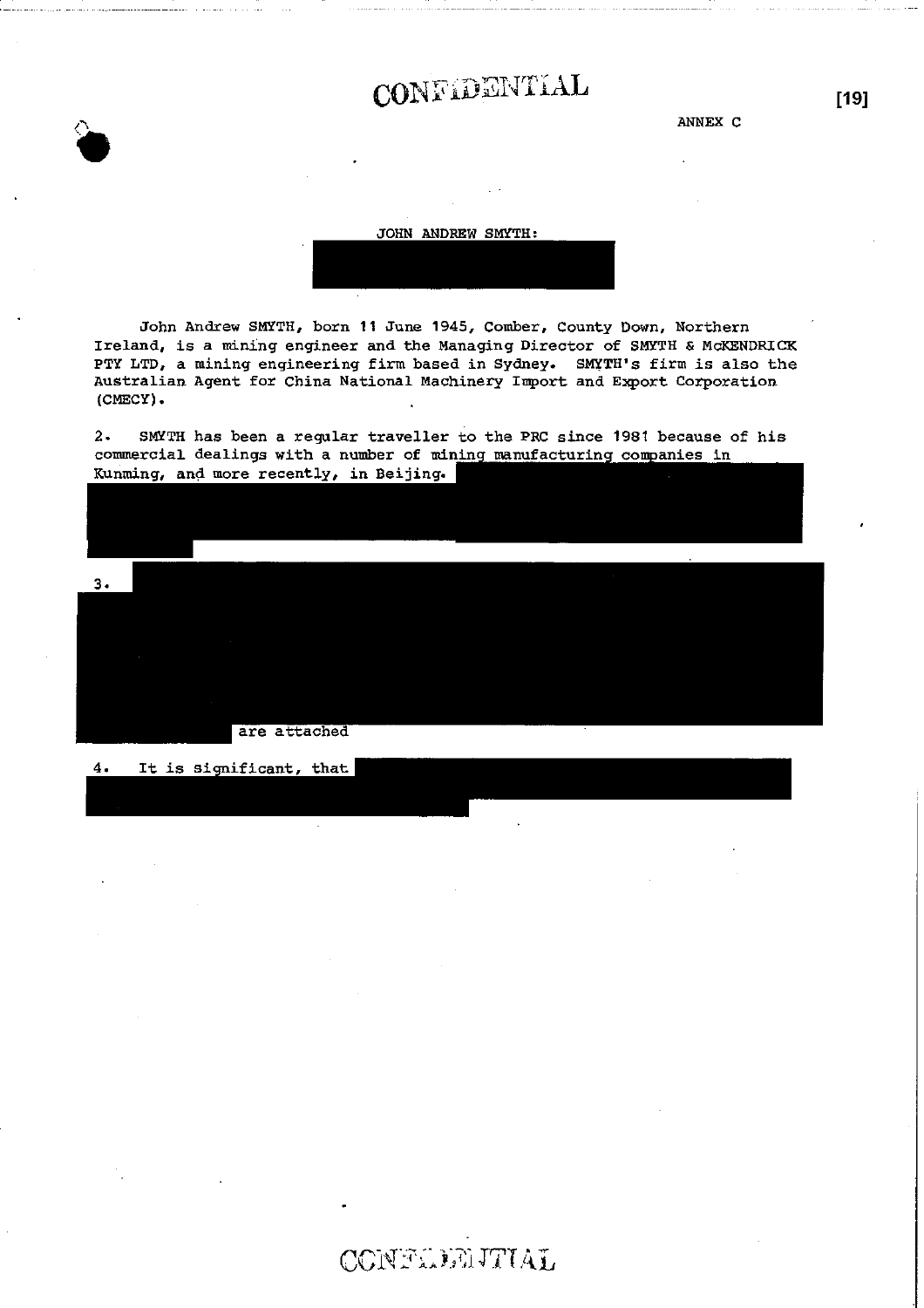CONFIDENTIAL

ANNEX C

JOHN ANDREW SMYTH:

John Andrew SMYTH, born 11 June 1945, Comber, County Down, Northern Ireland, is a mining engineer and the Managing Director of SMYTH & McKENDRICK PTY LTD, a mining engineering firm based in Sydney. SMYTH's firm is also the Australian Agent for China National Machinery Import and Export Corporation (CMECY).

2. SMYTH has been a regular traveller to the PRC since 1981 because of his commercial dealings with a number of mining manufacturing companies in Kunming, and more recently, in Beijing.

3. are attached

4. It is significant, that

CONFIDENTIAL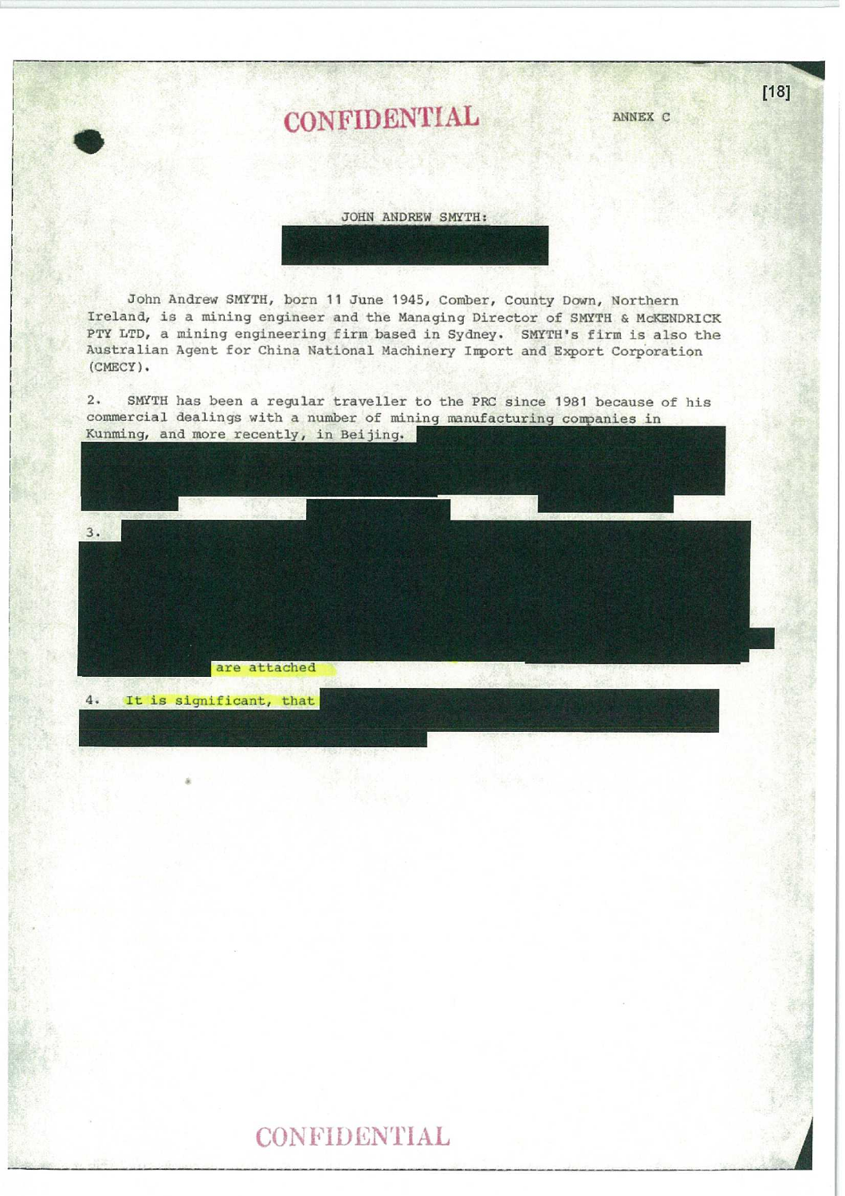CONFIDENTIAL

ANNEX C

JOHN ANDREW SMYTH:

John Andrew SMYTH, born 11 June 1945, Comber, County Down, Northern Ireland, is a mining engineer and the Managing Director of SMYTH & McKENDRICK PTY LTD, a mining engineering firm based in Sydney. SMYTH's firm is also the Australian Agent for China National Machinery Import and Export Corporation (CMECY).

2. SMYTH has been a regular traveller to the PRC since 1981 because of his commercial dealings with a number of mining manufacturing companies in Kunming, and more recently, in Beijing.

3.

are attached

4. It is significant, that

CONFIDENTIAL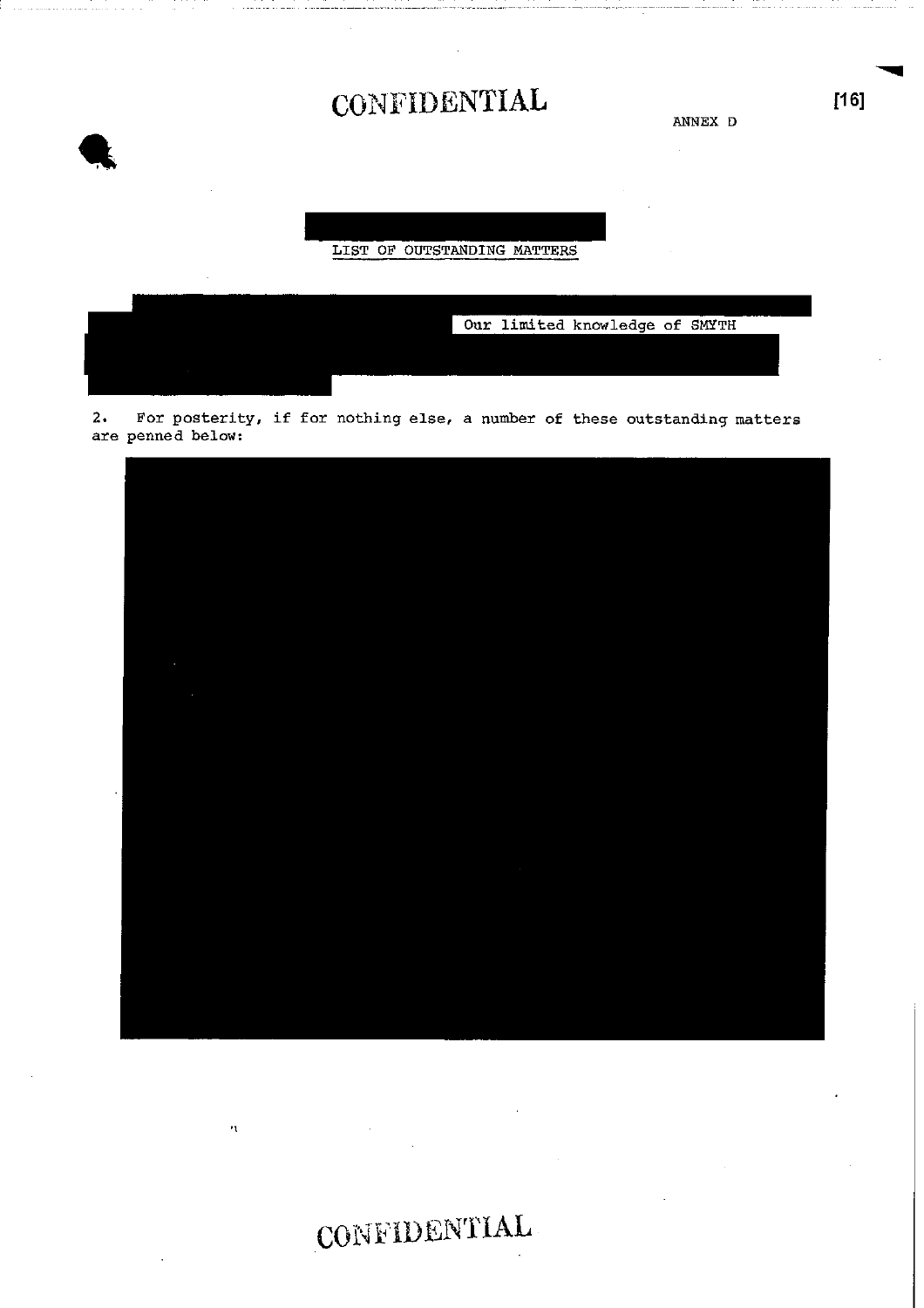# CONFIDENTIAL

ANNEX D

LIST OF OUTSTANDING MATTERS

Our limited knowledge of SMYTH

2. For posterity, if for nothing else, a number of these outstanding matters are penned below:

CONFIDENTIAL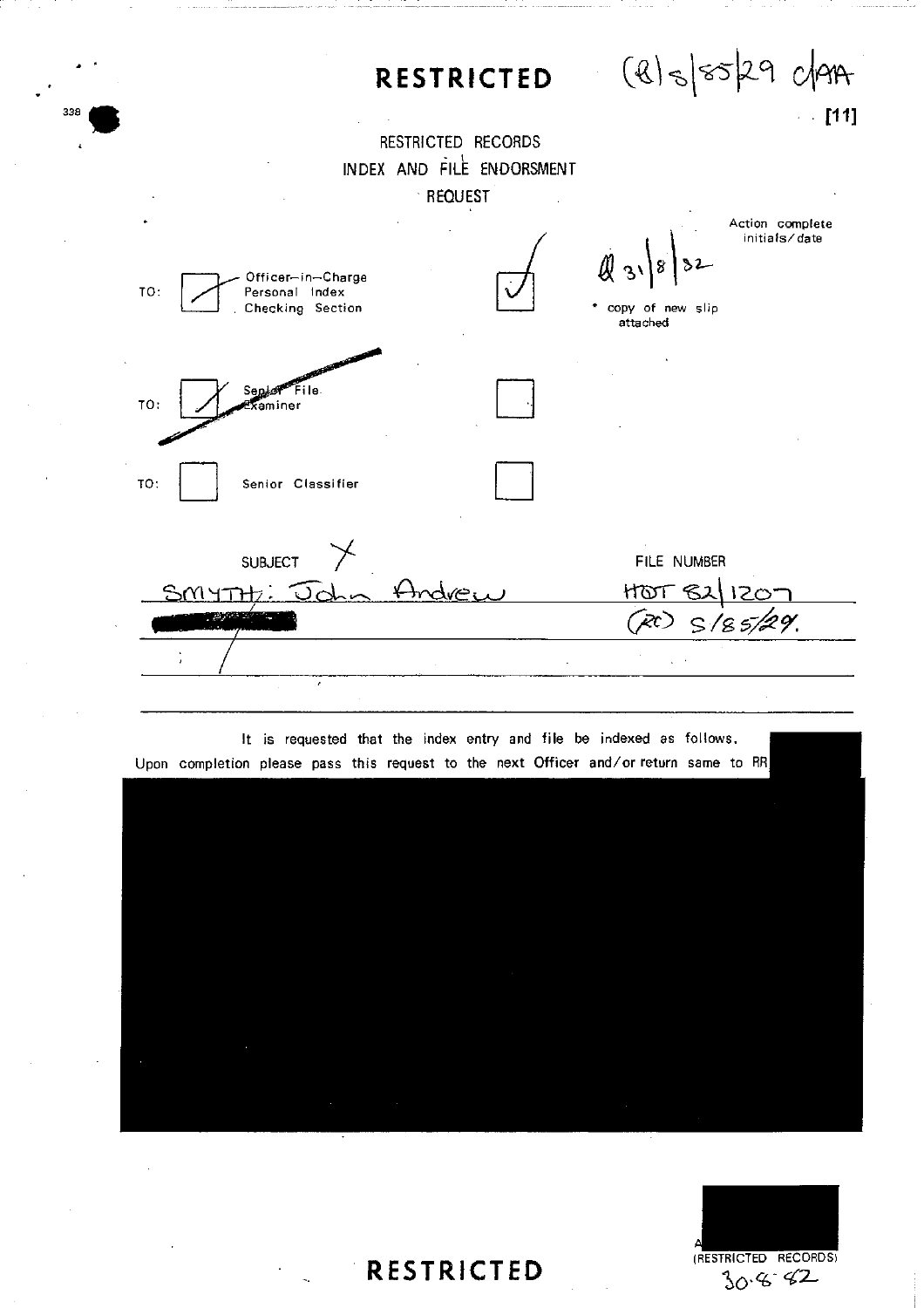**RESTRICTED** (R) S/85/29 C/AA

[11]

RESTRICTED RECORDS
INDEX AND FILE ENDORSMENT
REQUEST

Action complete initials/date

| | | | |
|---|---|---|---|
| TO: | ☑ Officer-in-Charge Personal Index Checking Section | ☑ | R 31/8/82 * copy of new slip attached |
| TO: | ☑ ~~Senior File Examiner~~ | ☐ | |
| TO: | ☐ Senior Classifier | ☐ | |

| SUBJECT | FILE NUMBER |
|---|---|
| SMYTH: John Andrew | HQT 82/1207 |
| [REDACTED] | (RC) S/85/29. |

It is requested that the index entry and file be indexed as follows.
Upon completion please pass this request to the next Officer and/or return same to RR [REDACTED]

[REDACTED]

A [REDACTED]
(RESTRICTED RECORDS)
30.8.82

**RESTRICTED**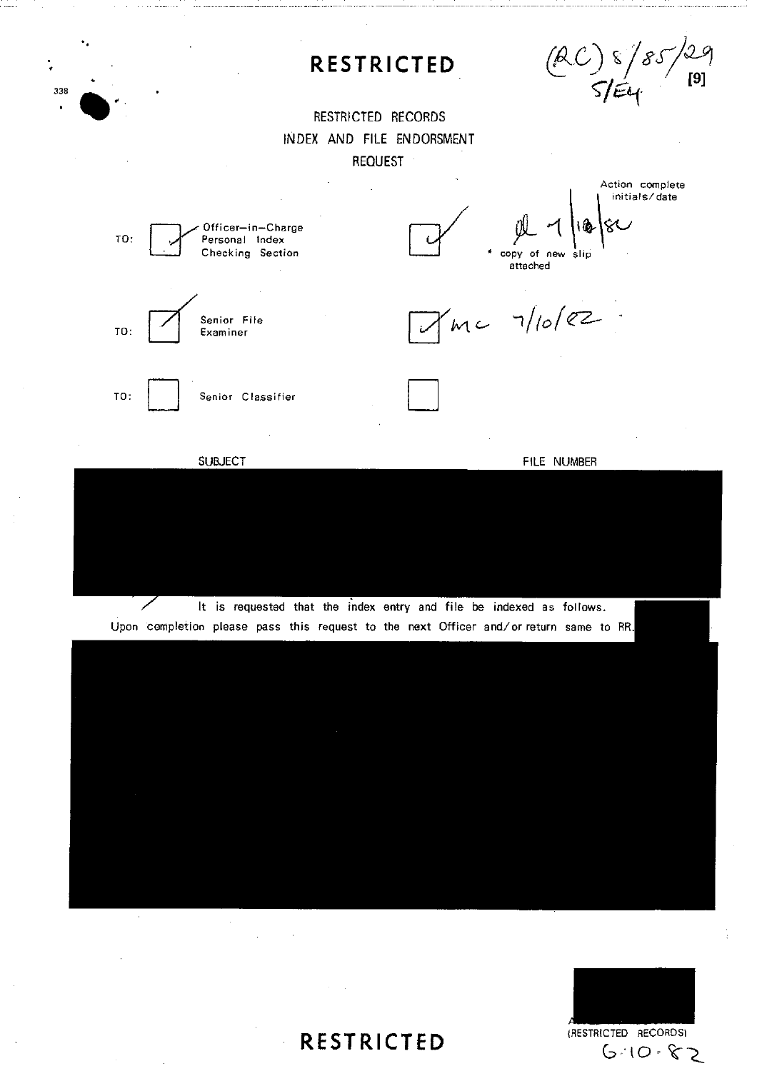# RESTRICTED

(RC) 8/85/29
5/E4 [9]

RESTRICTED RECORDS
INDEX AND FILE ENDORSMENT
REQUEST

| | | | Action complete initials/date |
|---|---|---|---|
| TO: | ✓ | Officer-in-Charge Personal Index Checking Section | ✓ 7/10/82 * copy of new slip attached |
| TO: | ✓ | Senior File Examiner | ✓ MC 7/10/82 |
| TO: | | Senior Classifier | |

SUBJECT FILE NUMBER

It is requested that the index entry and file be indexed as follows.
Upon completion please pass this request to the next Officer and/or return same to RR.

(RESTRICTED RECORDS)
6.10.82

# RESTRICTED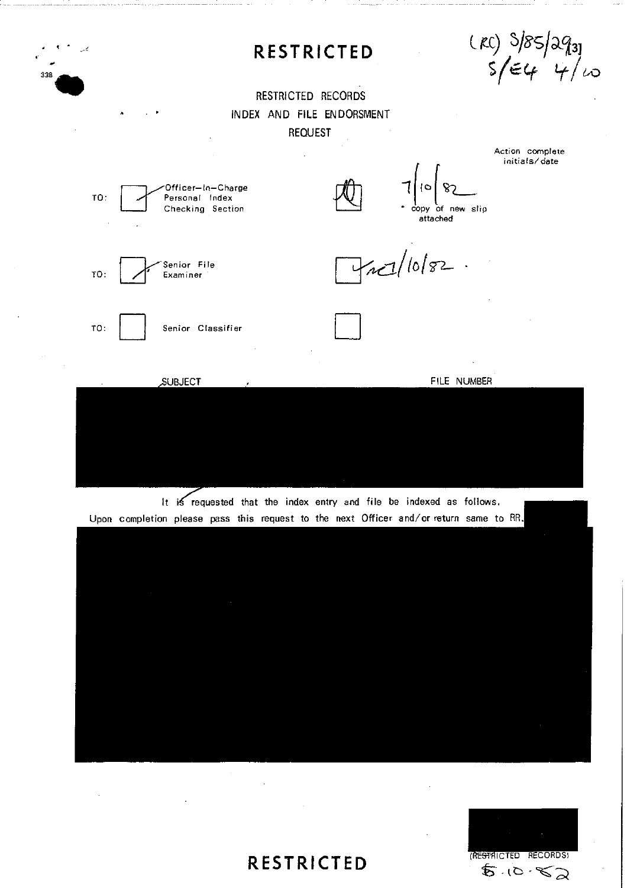**RESTRICTED**

(RC) S/85/29[3]
S/E4 4/60

RESTRICTED RECORDS
INDEX AND FILE ENDORSMENT
REQUEST

Action complete initials/date

| | | |
|---|---|---|
| TO: [✓] Officer–In–Charge Personal Index Checking Section | [initials] | 7/10/82 * copy of new slip attached |
| TO: [✓] Senior File Examiner | [initials] 7/10/82. | |
| TO: [ ] Senior Classifier | [ ] | |

SUBJECT — FILE NUMBER

It is requested that the index entry and file be indexed as follows.
Upon completion please pass this request to the next Officer and/or return same to RR.

(RESTRICTED RECORDS)
5.10.82

**RESTRICTED**